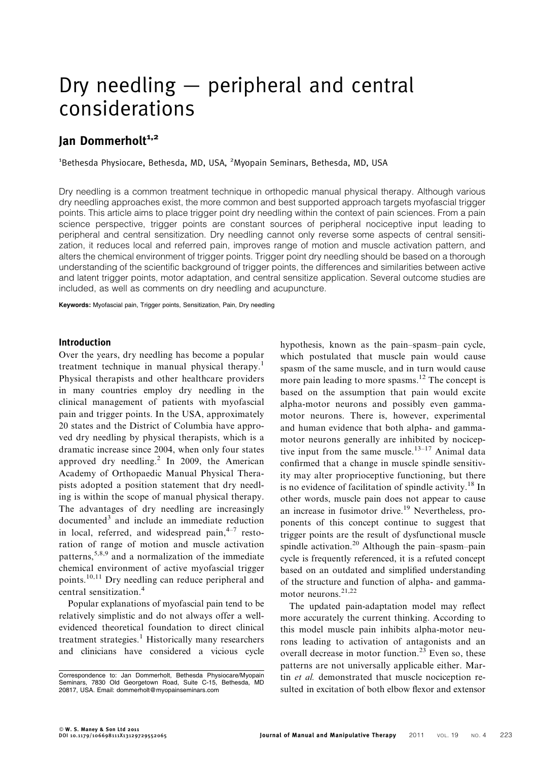# Dry needling — peripheral and central considerations

## Jan Dommerholt[1,2]

[1]Bethesda Physiocare, Bethesda, MD, USA, [2]Myopain Seminars, Bethesda, MD, USA

Dry needling is a common treatment technique in orthopedic manual physical therapy. Although various dry needling approaches exist, the more common and best supported approach targets myofascial trigger points. This article aims to place trigger point dry needling within the context of pain sciences. From a pain science perspective, trigger points are constant sources of peripheral nociceptive input leading to peripheral and central sensitization. Dry needling cannot only reverse some aspects of central sensitization, it reduces local and referred pain, improves range of motion and muscle activation pattern, and alters the chemical environment of trigger points. Trigger point dry needling should be based on a thorough understanding of the scientific background of trigger points, the differences and similarities between active and latent trigger points, motor adaptation, and central sensitize application. Several outcome studies are included, as well as comments on dry needling and acupuncture.

**Keywords:** Myofascial pain, Trigger points, Sensitization, Pain, Dry needling

### Introduction

Over the years, dry needling has become a popular treatment technique in manual physical therapy.[1] Physical therapists and other healthcare providers in many countries employ dry needling in the clinical management of patients with myofascial pain and trigger points. In the USA, approximately 20 states and the District of Columbia have approved dry needling by physical therapists, which is a dramatic increase since 2004, when only four states approved dry needling.[2] In 2009, the American Academy of Orthopaedic Manual Physical Therapists adopted a position statement that dry needling is within the scope of manual physical therapy. The advantages of dry needling are increasingly documented[3] and include an immediate reduction in local, referred, and widespread pain,[4–7] restoration of range of motion and muscle activation patterns,[5,8,9] and a normalization of the immediate chemical environment of active myofascial trigger points.[10,11] Dry needling can reduce peripheral and central sensitization.[4]

Popular explanations of myofascial pain tend to be relatively simplistic and do not always offer a well-evidenced theoretical foundation to direct clinical treatment strategies.[1] Historically many researchers and clinicians have considered a vicious cycle hypothesis, known as the pain–spasm–pain cycle, which postulated that muscle pain would cause spasm of the same muscle, and in turn would cause more pain leading to more spasms.[12] The concept is based on the assumption that pain would excite alpha-motor neurons and possibly even gamma-motor neurons. There is, however, experimental and human evidence that both alpha- and gamma-motor neurons generally are inhibited by nociceptive input from the same muscle.[13–17] Animal data confirmed that a change in muscle spindle sensitivity may alter proprioceptive functioning, but there is no evidence of facilitation of spindle activity.[18] In other words, muscle pain does not appear to cause an increase in fusimotor drive.[19] Nevertheless, proponents of this concept continue to suggest that trigger points are the result of dysfunctional muscle spindle activation.[20] Although the pain–spasm–pain cycle is frequently referenced, it is a refuted concept based on an outdated and simplified understanding of the structure and function of alpha- and gamma-motor neurons.[21,22]

The updated pain-adaptation model may reflect more accurately the current thinking. According to this model muscle pain inhibits alpha-motor neurons leading to activation of antagonists and an overall decrease in motor function.[23] Even so, these patterns are not universally applicable either. Martin *et al.* demonstrated that muscle nociception resulted in excitation of both elbow flexor and extensor

Correspondence to: Jan Dommerholt, Bethesda Physiocare/Myopain Seminars, 7830 Old Georgetown Road, Suite C-15, Bethesda, MD 20817, USA. Email: dommerholt@myopainseminars.com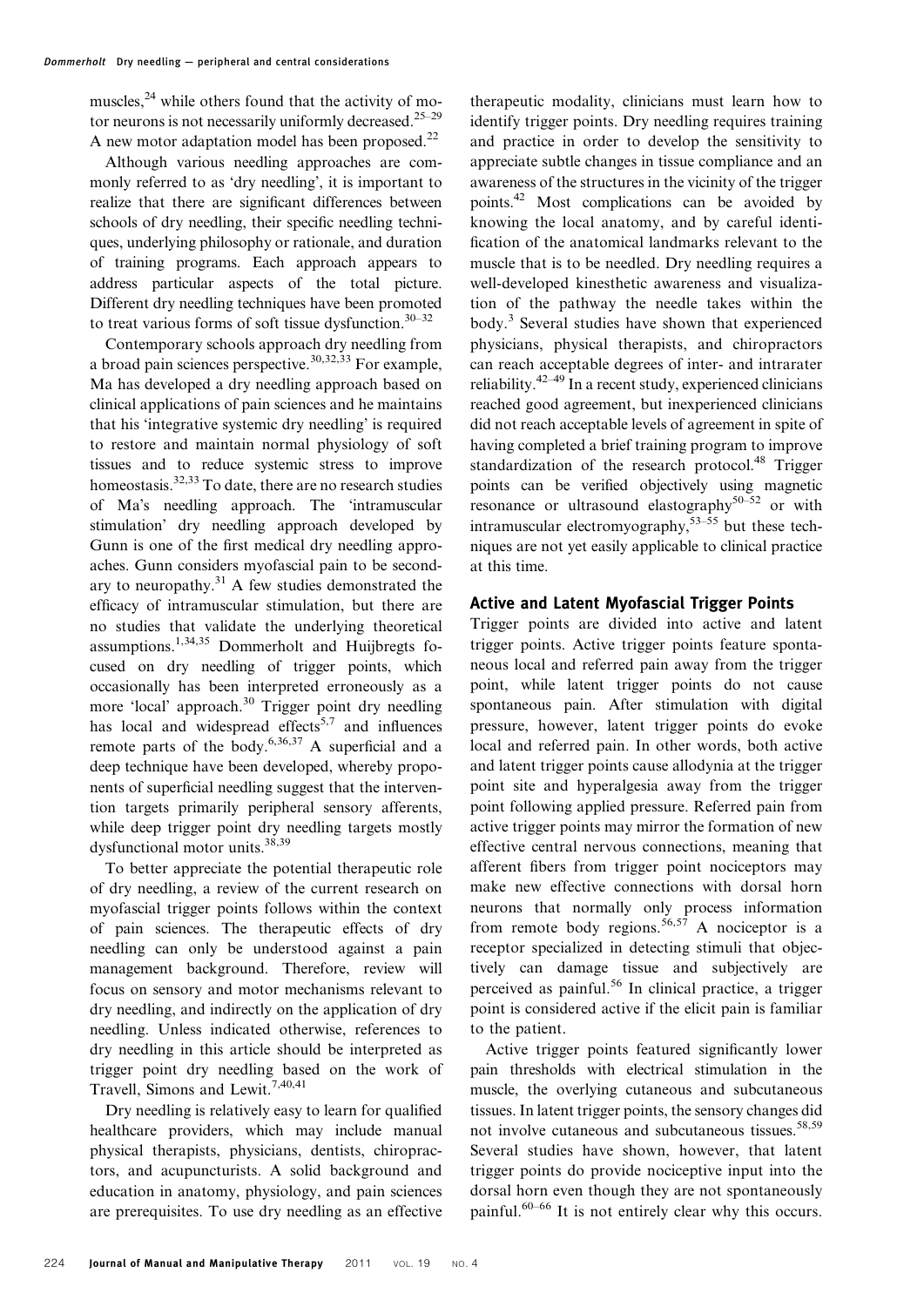muscles,[24] while others found that the activity of motor neurons is not necessarily uniformly decreased.[25–29] A new motor adaptation model has been proposed.[22]

Although various needling approaches are commonly referred to as 'dry needling', it is important to realize that there are significant differences between schools of dry needling, their specific needling techniques, underlying philosophy or rationale, and duration of training programs. Each approach appears to address particular aspects of the total picture. Different dry needling techniques have been promoted to treat various forms of soft tissue dysfunction.[30–32]

Contemporary schools approach dry needling from a broad pain sciences perspective.[30,32,33] For example, Ma has developed a dry needling approach based on clinical applications of pain sciences and he maintains that his 'integrative systemic dry needling' is required to restore and maintain normal physiology of soft tissues and to reduce systemic stress to improve homeostasis.[32,33] To date, there are no research studies of Ma's needling approach. The 'intramuscular stimulation' dry needling approach developed by Gunn is one of the first medical dry needling approaches. Gunn considers myofascial pain to be secondary to neuropathy.[31] A few studies demonstrated the efficacy of intramuscular stimulation, but there are no studies that validate the underlying theoretical assumptions.[1,34,35] Dommerholt and Huijbregts focused on dry needling of trigger points, which occasionally has been interpreted erroneously as a more 'local' approach.[30] Trigger point dry needling has local and widespread effects[5,7] and influences remote parts of the body.[6,36,37] A superficial and a deep technique have been developed, whereby proponents of superficial needling suggest that the intervention targets primarily peripheral sensory afferents, while deep trigger point dry needling targets mostly dysfunctional motor units.[38,39]

To better appreciate the potential therapeutic role of dry needling, a review of the current research on myofascial trigger points follows within the context of pain sciences. The therapeutic effects of dry needling can only be understood against a pain management background. Therefore, review will focus on sensory and motor mechanisms relevant to dry needling, and indirectly on the application of dry needling. Unless indicated otherwise, references to dry needling in this article should be interpreted as trigger point dry needling based on the work of Travell, Simons and Lewit.[7,40,41]

Dry needling is relatively easy to learn for qualified healthcare providers, which may include manual physical therapists, physicians, dentists, chiropractors, and acupuncturists. A solid background and education in anatomy, physiology, and pain sciences are prerequisites. To use dry needling as an effective therapeutic modality, clinicians must learn how to identify trigger points. Dry needling requires training and practice in order to develop the sensitivity to appreciate subtle changes in tissue compliance and an awareness of the structures in the vicinity of the trigger points.[42] Most complications can be avoided by knowing the local anatomy, and by careful identification of the anatomical landmarks relevant to the muscle that is to be needled. Dry needling requires a well-developed kinesthetic awareness and visualization of the pathway the needle takes within the body.[3] Several studies have shown that experienced physicians, physical therapists, and chiropractors can reach acceptable degrees of inter- and intrarater reliability.[42–49] In a recent study, experienced clinicians reached good agreement, but inexperienced clinicians did not reach acceptable levels of agreement in spite of having completed a brief training program to improve standardization of the research protocol.[48] Trigger points can be verified objectively using magnetic resonance or ultrasound elastography[50–52] or with intramuscular electromyography,[53–55] but these techniques are not yet easily applicable to clinical practice at this time.

## Active and Latent Myofascial Trigger Points

Trigger points are divided into active and latent trigger points. Active trigger points feature spontaneous local and referred pain away from the trigger point, while latent trigger points do not cause spontaneous pain. After stimulation with digital pressure, however, latent trigger points do evoke local and referred pain. In other words, both active and latent trigger points cause allodynia at the trigger point site and hyperalgesia away from the trigger point following applied pressure. Referred pain from active trigger points may mirror the formation of new effective central nervous connections, meaning that afferent fibers from trigger point nociceptors may make new effective connections with dorsal horn neurons that normally only process information from remote body regions.[56,57] A nociceptor is a receptor specialized in detecting stimuli that objectively can damage tissue and subjectively are perceived as painful.[56] In clinical practice, a trigger point is considered active if the elicit pain is familiar to the patient.

Active trigger points featured significantly lower pain thresholds with electrical stimulation in the muscle, the overlying cutaneous and subcutaneous tissues. In latent trigger points, the sensory changes did not involve cutaneous and subcutaneous tissues.[58,59] Several studies have shown, however, that latent trigger points do provide nociceptive input into the dorsal horn even though they are not spontaneously painful.[60–66] It is not entirely clear why this occurs.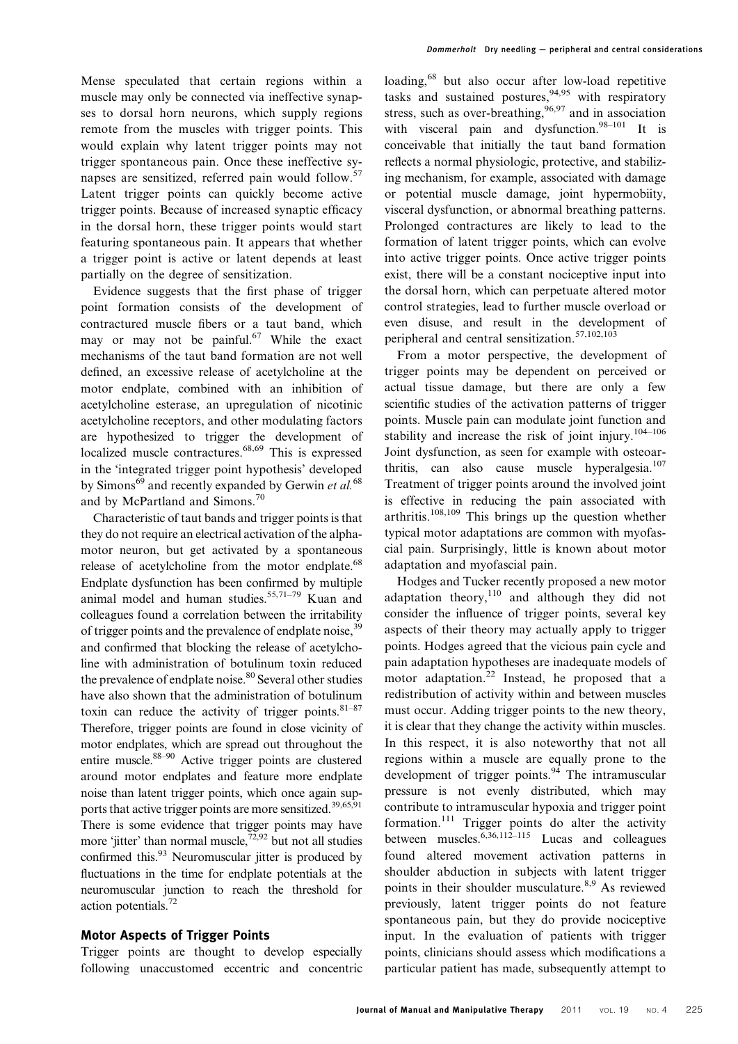Mense speculated that certain regions within a muscle may only be connected via ineffective synapses to dorsal horn neurons, which supply regions remote from the muscles with trigger points. This would explain why latent trigger points may not trigger spontaneous pain. Once these ineffective synapses are sensitized, referred pain would follow.[57] Latent trigger points can quickly become active trigger points. Because of increased synaptic efficacy in the dorsal horn, these trigger points would start featuring spontaneous pain. It appears that whether a trigger point is active or latent depends at least partially on the degree of sensitization.

Evidence suggests that the first phase of trigger point formation consists of the development of contractured muscle fibers or a taut band, which may or may not be painful.[67] While the exact mechanisms of the taut band formation are not well defined, an excessive release of acetylcholine at the motor endplate, combined with an inhibition of acetylcholine esterase, an upregulation of nicotinic acetylcholine receptors, and other modulating factors are hypothesized to trigger the development of localized muscle contractures.[68,69] This is expressed in the 'integrated trigger point hypothesis' developed by Simons[69] and recently expanded by Gerwin *et al.*[68] and by McPartland and Simons.[70]

Characteristic of taut bands and trigger points is that they do not require an electrical activation of the alpha-motor neuron, but get activated by a spontaneous release of acetylcholine from the motor endplate.[68] Endplate dysfunction has been confirmed by multiple animal model and human studies.[55,71–79] Kuan and colleagues found a correlation between the irritability of trigger points and the prevalence of endplate noise,[39] and confirmed that blocking the release of acetylcholine with administration of botulinum toxin reduced the prevalence of endplate noise.[80] Several other studies have also shown that the administration of botulinum toxin can reduce the activity of trigger points.[81–87] Therefore, trigger points are found in close vicinity of motor endplates, which are spread out throughout the entire muscle.[88–90] Active trigger points are clustered around motor endplates and feature more endplate noise than latent trigger points, which once again supports that active trigger points are more sensitized.[39,65,91] There is some evidence that trigger points may have more 'jitter' than normal muscle,[72,92] but not all studies confirmed this.[93] Neuromuscular jitter is produced by fluctuations in the time for endplate potentials at the neuromuscular junction to reach the threshold for action potentials.[72]

## Motor Aspects of Trigger Points

Trigger points are thought to develop especially following unaccustomed eccentric and concentric loading,[68] but also occur after low-load repetitive tasks and sustained postures,[94,95] with respiratory stress, such as over-breathing,[96,97] and in association with visceral pain and dysfunction.[98–101] It is conceivable that initially the taut band formation reflects a normal physiologic, protective, and stabilizing mechanism, for example, associated with damage or potential muscle damage, joint hypermobiity, visceral dysfunction, or abnormal breathing patterns. Prolonged contractures are likely to lead to the formation of latent trigger points, which can evolve into active trigger points. Once active trigger points exist, there will be a constant nociceptive input into the dorsal horn, which can perpetuate altered motor control strategies, lead to further muscle overload or even disuse, and result in the development of peripheral and central sensitization.[57,102,103]

From a motor perspective, the development of trigger points may be dependent on perceived or actual tissue damage, but there are only a few scientific studies of the activation patterns of trigger points. Muscle pain can modulate joint function and stability and increase the risk of joint injury.[104–106] Joint dysfunction, as seen for example with osteoarthritis, can also cause muscle hyperalgesia.[107] Treatment of trigger points around the involved joint is effective in reducing the pain associated with arthritis.[108,109] This brings up the question whether typical motor adaptations are common with myofascial pain. Surprisingly, little is known about motor adaptation and myofascial pain.

Hodges and Tucker recently proposed a new motor adaptation theory,[110] and although they did not consider the influence of trigger points, several key aspects of their theory may actually apply to trigger points. Hodges agreed that the vicious pain cycle and pain adaptation hypotheses are inadequate models of motor adaptation.[22] Instead, he proposed that a redistribution of activity within and between muscles must occur. Adding trigger points to the new theory, it is clear that they change the activity within muscles. In this respect, it is also noteworthy that not all regions within a muscle are equally prone to the development of trigger points.[94] The intramuscular pressure is not evenly distributed, which may contribute to intramuscular hypoxia and trigger point formation.[111] Trigger points do alter the activity between muscles.[6,36,112–115] Lucas and colleagues found altered movement activation patterns in shoulder abduction in subjects with latent trigger points in their shoulder musculature.[8,9] As reviewed previously, latent trigger points do not feature spontaneous pain, but they do provide nociceptive input. In the evaluation of patients with trigger points, clinicians should assess which modifications a particular patient has made, subsequently attempt to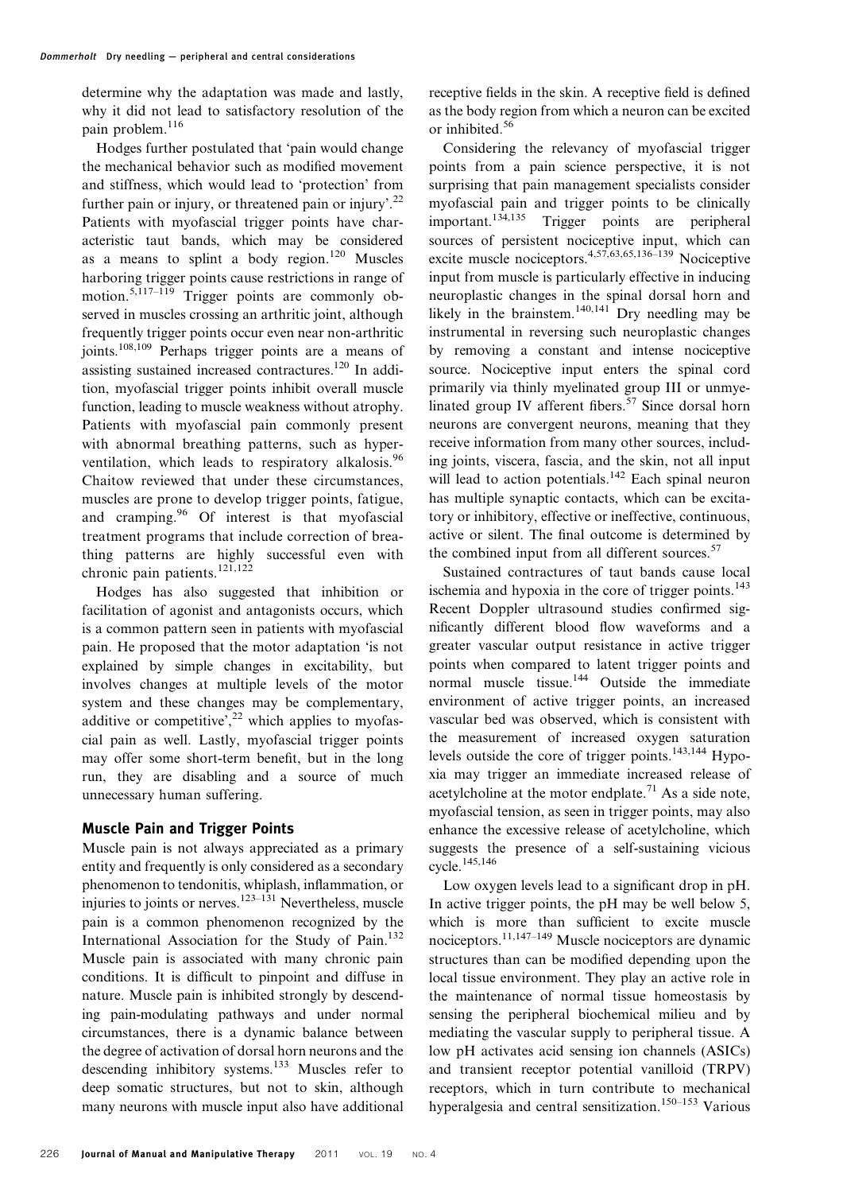determine why the adaptation was made and lastly, why it did not lead to satisfactory resolution of the pain problem.[116]

Hodges further postulated that 'pain would change the mechanical behavior such as modified movement and stiffness, which would lead to 'protection' from further pain or injury, or threatened pain or injury'.[22] Patients with myofascial trigger points have characteristic taut bands, which may be considered as a means to splint a body region.[120] Muscles harboring trigger points cause restrictions in range of motion.[5,117–119] Trigger points are commonly observed in muscles crossing an arthritic joint, although frequently trigger points occur even near non-arthritic joints.[108,109] Perhaps trigger points are a means of assisting sustained increased contractures.[120] In addition, myofascial trigger points inhibit overall muscle function, leading to muscle weakness without atrophy. Patients with myofascial pain commonly present with abnormal breathing patterns, such as hyperventilation, which leads to respiratory alkalosis.[96] Chaitow reviewed that under these circumstances, muscles are prone to develop trigger points, fatigue, and cramping.[96] Of interest is that myofascial treatment programs that include correction of breathing patterns are highly successful even with chronic pain patients.[121,122]

Hodges has also suggested that inhibition or facilitation of agonist and antagonists occurs, which is a common pattern seen in patients with myofascial pain. He proposed that the motor adaptation 'is not explained by simple changes in excitability, but involves changes at multiple levels of the motor system and these changes may be complementary, additive or competitive',[22] which applies to myofascial pain as well. Lastly, myofascial trigger points may offer some short-term benefit, but in the long run, they are disabling and a source of much unnecessary human suffering.

## Muscle Pain and Trigger Points

Muscle pain is not always appreciated as a primary entity and frequently is only considered as a secondary phenomenon to tendonitis, whiplash, inflammation, or injuries to joints or nerves.[123–131] Nevertheless, muscle pain is a common phenomenon recognized by the International Association for the Study of Pain.[132] Muscle pain is associated with many chronic pain conditions. It is difficult to pinpoint and diffuse in nature. Muscle pain is inhibited strongly by descending pain-modulating pathways and under normal circumstances, there is a dynamic balance between the degree of activation of dorsal horn neurons and the descending inhibitory systems.[133] Muscles refer to deep somatic structures, but not to skin, although many neurons with muscle input also have additional receptive fields in the skin. A receptive field is defined as the body region from which a neuron can be excited or inhibited.[56]

Considering the relevancy of myofascial trigger points from a pain science perspective, it is not surprising that pain management specialists consider myofascial pain and trigger points to be clinically important.[134,135] Trigger points are peripheral sources of persistent nociceptive input, which can excite muscle nociceptors.[4,57,63,65,136–139] Nociceptive input from muscle is particularly effective in inducing neuroplastic changes in the spinal dorsal horn and likely in the brainstem.[140,141] Dry needling may be instrumental in reversing such neuroplastic changes by removing a constant and intense nociceptive source. Nociceptive input enters the spinal cord primarily via thinly myelinated group III or unmyelinated group IV afferent fibers.[57] Since dorsal horn neurons are convergent neurons, meaning that they receive information from many other sources, including joints, viscera, fascia, and the skin, not all input will lead to action potentials.[142] Each spinal neuron has multiple synaptic contacts, which can be excitatory or inhibitory, effective or ineffective, continuous, active or silent. The final outcome is determined by the combined input from all different sources.[57]

Sustained contractures of taut bands cause local ischemia and hypoxia in the core of trigger points.[143] Recent Doppler ultrasound studies confirmed significantly different blood flow waveforms and a greater vascular output resistance in active trigger points when compared to latent trigger points and normal muscle tissue.[144] Outside the immediate environment of active trigger points, an increased vascular bed was observed, which is consistent with the measurement of increased oxygen saturation levels outside the core of trigger points.[143,144] Hypoxia may trigger an immediate increased release of acetylcholine at the motor endplate.[71] As a side note, myofascial tension, as seen in trigger points, may also enhance the excessive release of acetylcholine, which suggests the presence of a self-sustaining vicious cycle.[145,146]

Low oxygen levels lead to a significant drop in pH. In active trigger points, the pH may be well below 5, which is more than sufficient to excite muscle nociceptors.[11,147–149] Muscle nociceptors are dynamic structures than can be modified depending upon the local tissue environment. They play an active role in the maintenance of normal tissue homeostasis by sensing the peripheral biochemical milieu and by mediating the vascular supply to peripheral tissue. A low pH activates acid sensing ion channels (ASICs) and transient receptor potential vanilloid (TRPV) receptors, which in turn contribute to mechanical hyperalgesia and central sensitization.[150–153] Various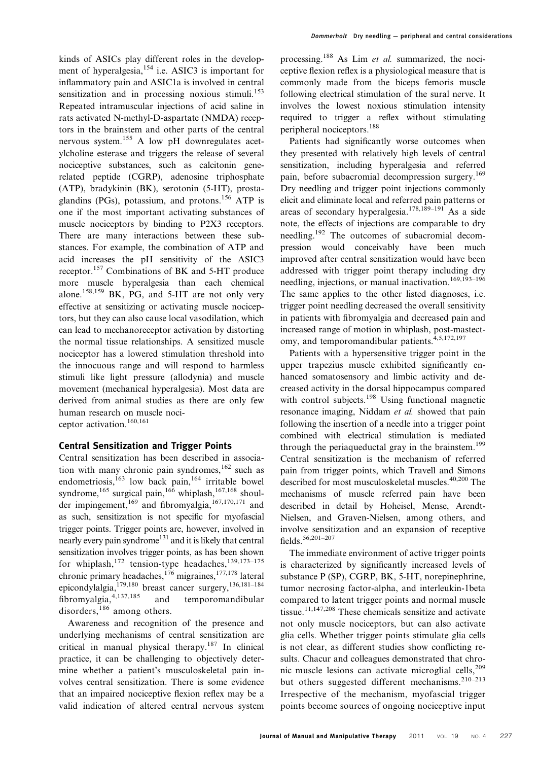kinds of ASICs play different roles in the development of hyperalgesia,[154] i.e. ASIC3 is important for inflammatory pain and ASIC1a is involved in central sensitization and in processing noxious stimuli.[153] Repeated intramuscular injections of acid saline in rats activated N-methyl-D-aspartate (NMDA) receptors in the brainstem and other parts of the central nervous system.[155] A low pH downregulates acetylcholine esterase and triggers the release of several nociceptive substances, such as calcitonin gene-related peptide (CGRP), adenosine triphosphate (ATP), bradykinin (BK), serotonin (5-HT), prostaglandins (PGs), potassium, and protons.[156] ATP is one if the most important activating substances of muscle nociceptors by binding to P2X3 receptors. There are many interactions between these substances. For example, the combination of ATP and acid increases the pH sensitivity of the ASIC3 receptor.[157] Combinations of BK and 5-HT produce more muscle hyperalgesia than each chemical alone.[158,159] BK, PG, and 5-HT are not only very effective at sensitizing or activating muscle nociceptors, but they can also cause local vasodilation, which can lead to mechanoreceptor activation by distorting the normal tissue relationships. A sensitized muscle nociceptor has a lowered stimulation threshold into the innocuous range and will respond to harmless stimuli like light pressure (allodynia) and muscle movement (mechanical hyperalgesia). Most data are derived from animal studies as there are only few human research on muscle nociceptor activation.[160,161]

## Central Sensitization and Trigger Points

Central sensitization has been described in association with many chronic pain syndromes,[162] such as endometriosis,[163] low back pain,[164] irritable bowel syndrome,[165] surgical pain,[166] whiplash,[167,168] shoulder impingement,[169] and fibromyalgia,[167,170,171] and as such, sensitization is not specific for myofascial trigger points. Trigger points are, however, involved in nearly every pain syndrome[131] and it is likely that central sensitization involves trigger points, as has been shown for whiplash,[172] tension-type headaches,[139,173–175] chronic primary headaches,[176] migraines,[177,178] lateral epicondylalgia,[179,180] breast cancer surgery,[136,181–184] fibromyalgia,[4,137,185] and temporomandibular disorders,[186] among others.

Awareness and recognition of the presence and underlying mechanisms of central sensitization are critical in manual physical therapy.[187] In clinical practice, it can be challenging to objectively determine whether a patient's musculoskeletal pain involves central sensitization. There is some evidence that an impaired nociceptive flexion reflex may be a valid indication of altered central nervous system processing.[188] As Lim *et al.* summarized, the nociceptive flexion reflex is a physiological measure that is commonly made from the biceps femoris muscle following electrical stimulation of the sural nerve. It involves the lowest noxious stimulation intensity required to trigger a reflex without stimulating peripheral nociceptors.[188]

Patients had significantly worse outcomes when they presented with relatively high levels of central sensitization, including hyperalgesia and referred pain, before subacromial decompression surgery.[169] Dry needling and trigger point injections commonly elicit and eliminate local and referred pain patterns or areas of secondary hyperalgesia.[178,189–191] As a side note, the effects of injections are comparable to dry needling.[192] The outcomes of subacromial decompression would conceivably have been much improved after central sensitization would have been addressed with trigger point therapy including dry needling, injections, or manual inactivation.[169,193–196] The same applies to the other listed diagnoses, i.e. trigger point needling decreased the overall sensitivity in patients with fibromyalgia and decreased pain and increased range of motion in whiplash, post-mastectomy, and temporomandibular patients.[4,5,172,197]

Patients with a hypersensitive trigger point in the upper trapezius muscle exhibited significantly enhanced somatosensory and limbic activity and decreased activity in the dorsal hippocampus compared with control subjects.[198] Using functional magnetic resonance imaging, Niddam *et al.* showed that pain following the insertion of a needle into a trigger point combined with electrical stimulation is mediated through the periaqueductal gray in the brainstem.[199] Central sensitization is the mechanism of referred pain from trigger points, which Travell and Simons described for most musculoskeletal muscles.[40,200] The mechanisms of muscle referred pain have been described in detail by Hoheisel, Mense, Arendt-Nielsen, and Graven-Nielsen, among others, and involve sensitization and an expansion of receptive fields.[56,201–207]

The immediate environment of active trigger points is characterized by significantly increased levels of substance P (SP), CGRP, BK, 5-HT, norepinephrine, tumor necrosing factor-alpha, and interleukin-1beta compared to latent trigger points and normal muscle tissue.[11,147,208] These chemicals sensitize and activate not only muscle nociceptors, but can also activate glia cells. Whether trigger points stimulate glia cells is not clear, as different studies show conflicting results. Chacur and colleagues demonstrated that chronic muscle lesions can activate microglial cells,[209] but others suggested different mechanisms.[210–213] Irrespective of the mechanism, myofascial trigger points become sources of ongoing nociceptive input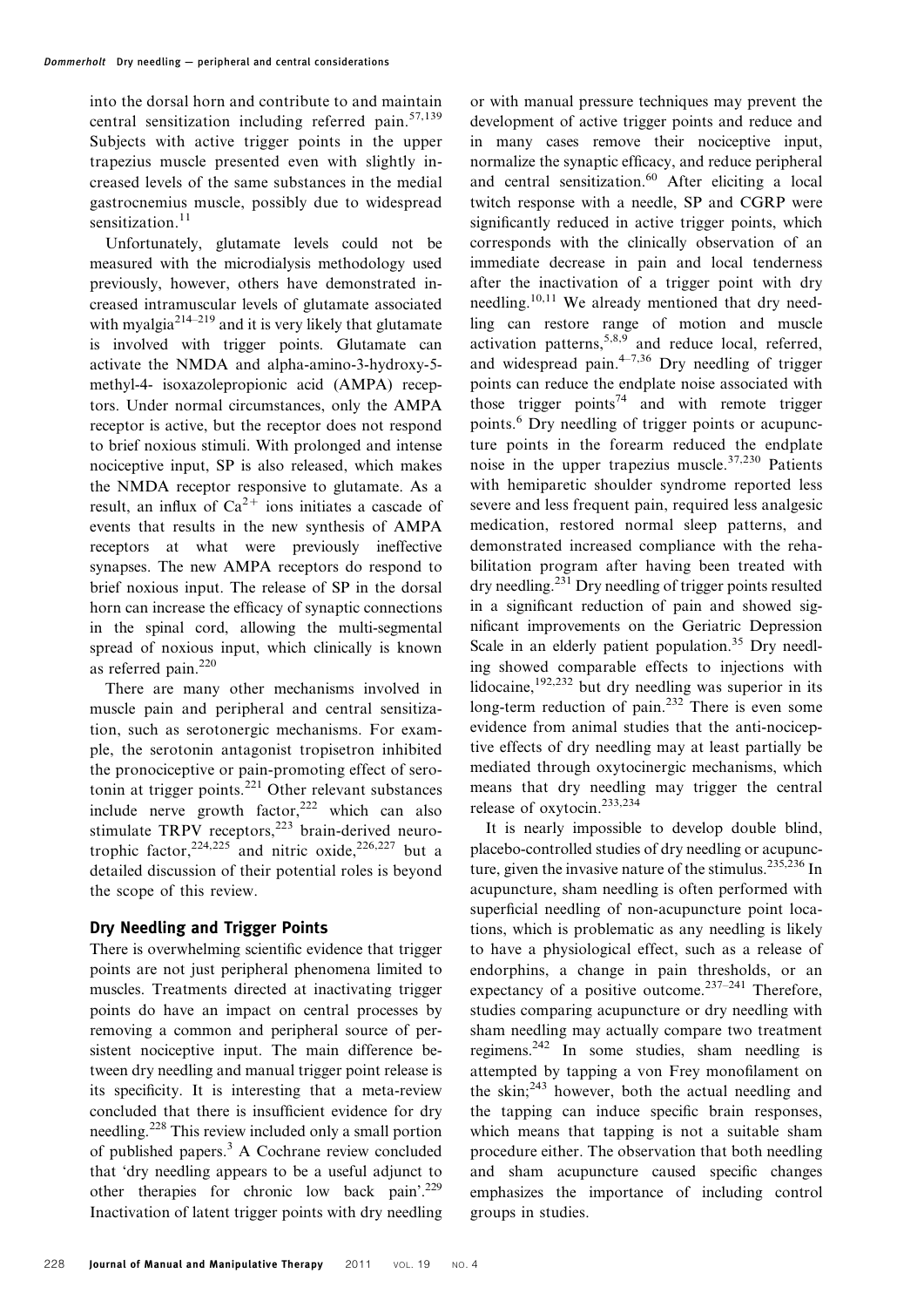into the dorsal horn and contribute to and maintain central sensitization including referred pain.[57,139] Subjects with active trigger points in the upper trapezius muscle presented even with slightly increased levels of the same substances in the medial gastrocnemius muscle, possibly due to widespread sensitization.[11]

Unfortunately, glutamate levels could not be measured with the microdialysis methodology used previously, however, others have demonstrated increased intramuscular levels of glutamate associated with myalgia[214–219] and it is very likely that glutamate is involved with trigger points. Glutamate can activate the NMDA and alpha-amino-3-hydroxy-5-methyl-4- isoxazolepropionic acid (AMPA) receptors. Under normal circumstances, only the AMPA receptor is active, but the receptor does not respond to brief noxious stimuli. With prolonged and intense nociceptive input, SP is also released, which makes the NMDA receptor responsive to glutamate. As a result, an influx of $Ca^{2+}$ ions initiates a cascade of events that results in the new synthesis of AMPA receptors at what were previously ineffective synapses. The new AMPA receptors do respond to brief noxious input. The release of SP in the dorsal horn can increase the efficacy of synaptic connections in the spinal cord, allowing the multi-segmental spread of noxious input, which clinically is known as referred pain.[220]

There are many other mechanisms involved in muscle pain and peripheral and central sensitization, such as serotonergic mechanisms. For example, the serotonin antagonist tropisetron inhibited the pronociceptive or pain-promoting effect of serotonin at trigger points.[221] Other relevant substances include nerve growth factor,[222] which can also stimulate TRPV receptors,[223] brain-derived neurotrophic factor,[224,225] and nitric oxide,[226,227] but a detailed discussion of their potential roles is beyond the scope of this review.

## Dry Needling and Trigger Points

There is overwhelming scientific evidence that trigger points are not just peripheral phenomena limited to muscles. Treatments directed at inactivating trigger points do have an impact on central processes by removing a common and peripheral source of persistent nociceptive input. The main difference between dry needling and manual trigger point release is its specificity. It is interesting that a meta-review concluded that there is insufficient evidence for dry needling.[228] This review included only a small portion of published papers.[3] A Cochrane review concluded that 'dry needling appears to be a useful adjunct to other therapies for chronic low back pain'.[229] Inactivation of latent trigger points with dry needling or with manual pressure techniques may prevent the development of active trigger points and reduce and in many cases remove their nociceptive input, normalize the synaptic efficacy, and reduce peripheral and central sensitization.[60] After eliciting a local twitch response with a needle, SP and CGRP were significantly reduced in active trigger points, which corresponds with the clinically observation of an immediate decrease in pain and local tenderness after the inactivation of a trigger point with dry needling.[10,11] We already mentioned that dry needling can restore range of motion and muscle activation patterns,[5,8,9] and reduce local, referred, and widespread pain.[4–7,36] Dry needling of trigger points can reduce the endplate noise associated with those trigger points[74] and with remote trigger points.[6] Dry needling of trigger points or acupuncture points in the forearm reduced the endplate noise in the upper trapezius muscle.[37,230] Patients with hemiparetic shoulder syndrome reported less severe and less frequent pain, required less analgesic medication, restored normal sleep patterns, and demonstrated increased compliance with the rehabilitation program after having been treated with dry needling.[231] Dry needling of trigger points resulted in a significant reduction of pain and showed significant improvements on the Geriatric Depression Scale in an elderly patient population.[35] Dry needling showed comparable effects to injections with lidocaine,[192,232] but dry needling was superior in its long-term reduction of pain.[232] There is even some evidence from animal studies that the anti-nociceptive effects of dry needling may at least partially be mediated through oxytocinergic mechanisms, which means that dry needling may trigger the central release of oxytocin.[233,234]

It is nearly impossible to develop double blind, placebo-controlled studies of dry needling or acupuncture, given the invasive nature of the stimulus.[235,236] In acupuncture, sham needling is often performed with superficial needling of non-acupuncture point locations, which is problematic as any needling is likely to have a physiological effect, such as a release of endorphins, a change in pain thresholds, or an expectancy of a positive outcome.[237–241] Therefore, studies comparing acupuncture or dry needling with sham needling may actually compare two treatment regimens.[242] In some studies, sham needling is attempted by tapping a von Frey monofilament on the skin;[243] however, both the actual needling and the tapping can induce specific brain responses, which means that tapping is not a suitable sham procedure either. The observation that both needling and sham acupuncture caused specific changes emphasizes the importance of including control groups in studies.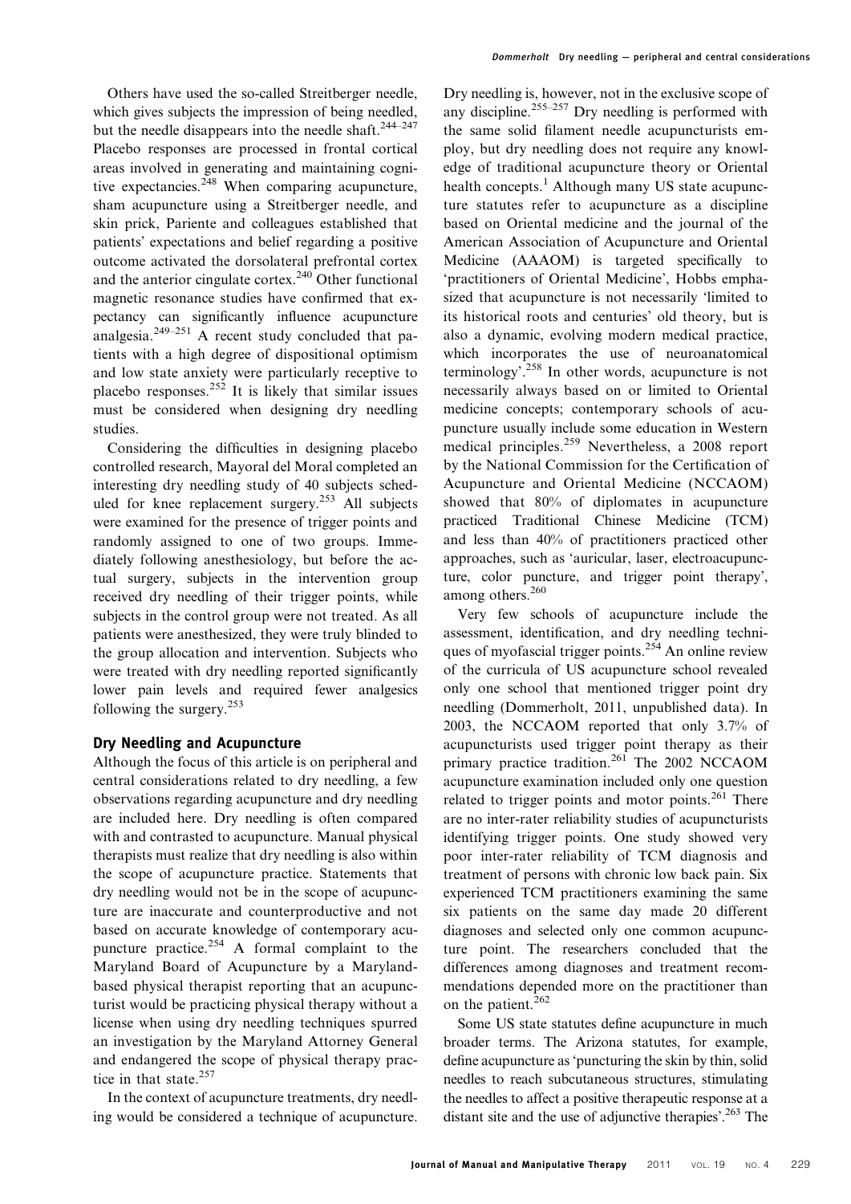Others have used the so-called Streitberger needle, which gives subjects the impression of being needled, but the needle disappears into the needle shaft.[244–247] Placebo responses are processed in frontal cortical areas involved in generating and maintaining cognitive expectancies.[248] When comparing acupuncture, sham acupuncture using a Streitberger needle, and skin prick, Pariente and colleagues established that patients' expectations and belief regarding a positive outcome activated the dorsolateral prefrontal cortex and the anterior cingulate cortex.[240] Other functional magnetic resonance studies have confirmed that expectancy can significantly influence acupuncture analgesia.[249–251] A recent study concluded that patients with a high degree of dispositional optimism and low state anxiety were particularly receptive to placebo responses.[252] It is likely that similar issues must be considered when designing dry needling studies.

Considering the difficulties in designing placebo controlled research, Mayoral del Moral completed an interesting dry needling study of 40 subjects scheduled for knee replacement surgery.[253] All subjects were examined for the presence of trigger points and randomly assigned to one of two groups. Immediately following anesthesiology, but before the actual surgery, subjects in the intervention group received dry needling of their trigger points, while subjects in the control group were not treated. As all patients were anesthesized, they were truly blinded to the group allocation and intervention. Subjects who were treated with dry needling reported significantly lower pain levels and required fewer analgesics following the surgery.[253]

## Dry Needling and Acupuncture

Although the focus of this article is on peripheral and central considerations related to dry needling, a few observations regarding acupuncture and dry needling are included here. Dry needling is often compared with and contrasted to acupuncture. Manual physical therapists must realize that dry needling is also within the scope of acupuncture practice. Statements that dry needling would not be in the scope of acupuncture are inaccurate and counterproductive and not based on accurate knowledge of contemporary acupuncture practice.[254] A formal complaint to the Maryland Board of Acupuncture by a Maryland-based physical therapist reporting that an acupuncturist would be practicing physical therapy without a license when using dry needling techniques spurred an investigation by the Maryland Attorney General and endangered the scope of physical therapy practice in that state.[257]

In the context of acupuncture treatments, dry needling would be considered a technique of acupuncture. Dry needling is, however, not in the exclusive scope of any discipline.[255–257] Dry needling is performed with the same solid filament needle acupuncturists employ, but dry needling does not require any knowledge of traditional acupuncture theory or Oriental health concepts.[1] Although many US state acupuncture statutes refer to acupuncture as a discipline based on Oriental medicine and the journal of the American Association of Acupuncture and Oriental Medicine (AAAOM) is targeted specifically to 'practitioners of Oriental Medicine', Hobbs emphasized that acupuncture is not necessarily 'limited to its historical roots and centuries' old theory, but is also a dynamic, evolving modern medical practice, which incorporates the use of neuroanatomical terminology'.[258] In other words, acupuncture is not necessarily always based on or limited to Oriental medicine concepts; contemporary schools of acupuncture usually include some education in Western medical principles.[259] Nevertheless, a 2008 report by the National Commission for the Certification of Acupuncture and Oriental Medicine (NCCAOM) showed that 80% of diplomates in acupuncture practiced Traditional Chinese Medicine (TCM) and less than 40% of practitioners practiced other approaches, such as 'auricular, laser, electroacupuncture, color puncture, and trigger point therapy', among others.[260]

Very few schools of acupuncture include the assessment, identification, and dry needling techniques of myofascial trigger points.[254] An online review of the curricula of US acupuncture school revealed only one school that mentioned trigger point dry needling (Dommerholt, 2011, unpublished data). In 2003, the NCCAOM reported that only 3.7% of acupuncturists used trigger point therapy as their primary practice tradition.[261] The 2002 NCCAOM acupuncture examination included only one question related to trigger points and motor points.[261] There are no inter-rater reliability studies of acupuncturists identifying trigger points. One study showed very poor inter-rater reliability of TCM diagnosis and treatment of persons with chronic low back pain. Six experienced TCM practitioners examining the same six patients on the same day made 20 different diagnoses and selected only one common acupuncture point. The researchers concluded that the differences among diagnoses and treatment recommendations depended more on the practitioner than on the patient.[262]

Some US state statutes define acupuncture in much broader terms. The Arizona statutes, for example, define acupuncture as 'puncturing the skin by thin, solid needles to reach subcutaneous structures, stimulating the needles to affect a positive therapeutic response at a distant site and the use of adjunctive therapies'.[263] The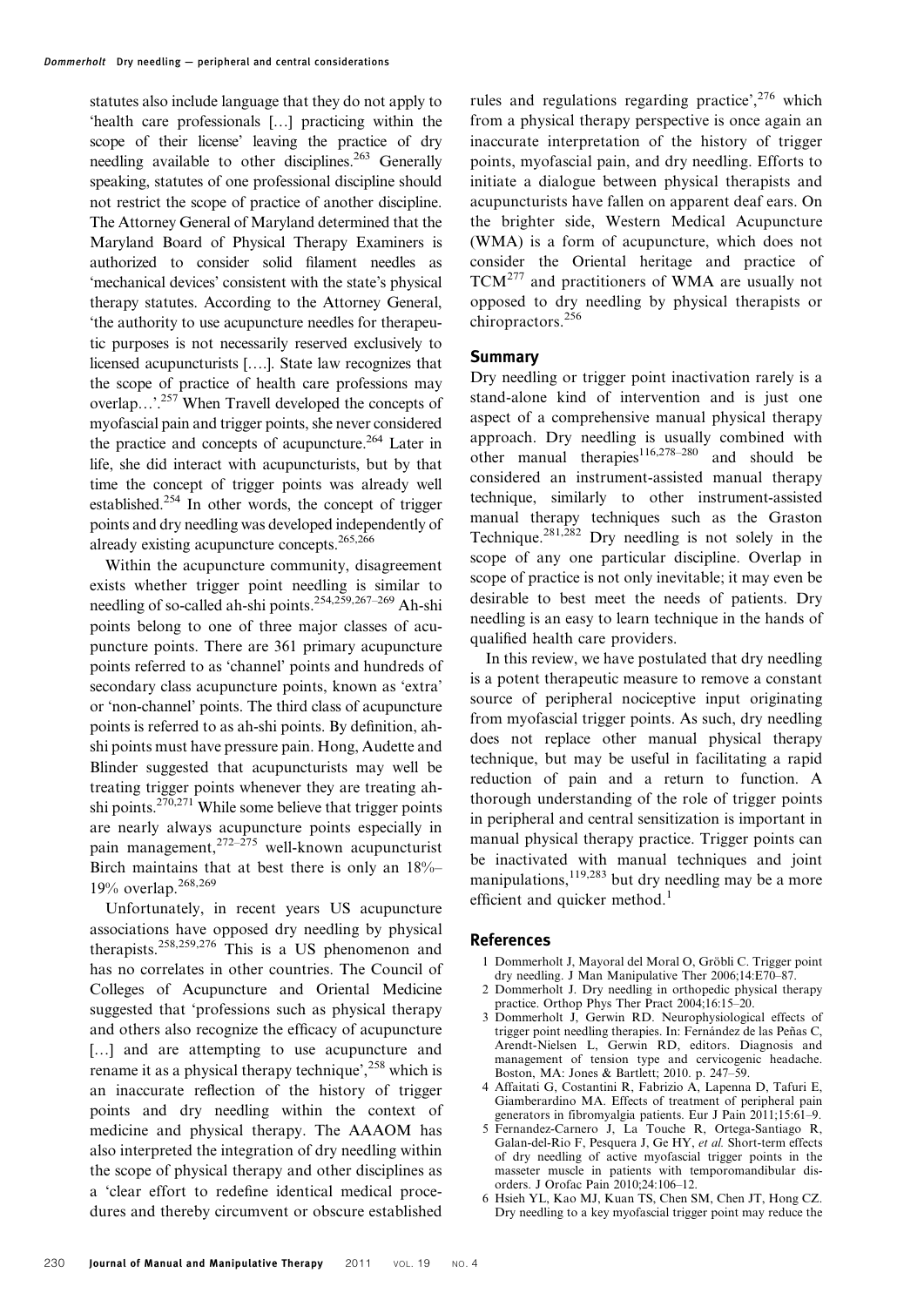statutes also include language that they do not apply to 'health care professionals […] practicing within the scope of their license' leaving the practice of dry needling available to other disciplines.[263] Generally speaking, statutes of one professional discipline should not restrict the scope of practice of another discipline. The Attorney General of Maryland determined that the Maryland Board of Physical Therapy Examiners is authorized to consider solid filament needles as 'mechanical devices' consistent with the state's physical therapy statutes. According to the Attorney General, 'the authority to use acupuncture needles for therapeutic purposes is not necessarily reserved exclusively to licensed acupuncturists [….]. State law recognizes that the scope of practice of health care professions may overlap…'.[257] When Travell developed the concepts of myofascial pain and trigger points, she never considered the practice and concepts of acupuncture.[264] Later in life, she did interact with acupuncturists, but by that time the concept of trigger points was already well established.[254] In other words, the concept of trigger points and dry needling was developed independently of already existing acupuncture concepts.[265,266]

Within the acupuncture community, disagreement exists whether trigger point needling is similar to needling of so-called ah-shi points.[254,259,267–269] Ah-shi points belong to one of three major classes of acupuncture points. There are 361 primary acupuncture points referred to as 'channel' points and hundreds of secondary class acupuncture points, known as 'extra' or 'non-channel' points. The third class of acupuncture points is referred to as ah-shi points. By definition, ah-shi points must have pressure pain. Hong, Audette and Blinder suggested that acupuncturists may well be treating trigger points whenever they are treating ah-shi points.[270,271] While some believe that trigger points are nearly always acupuncture points especially in pain management,[272–275] well-known acupuncturist Birch maintains that at best there is only an 18%–19% overlap.[268,269]

Unfortunately, in recent years US acupuncture associations have opposed dry needling by physical therapists.[258,259,276] This is a US phenomenon and has no correlates in other countries. The Council of Colleges of Acupuncture and Oriental Medicine suggested that 'professions such as physical therapy and others also recognize the efficacy of acupuncture […] and are attempting to use acupuncture and rename it as a physical therapy technique',[258] which is an inaccurate reflection of the history of trigger points and dry needling within the context of medicine and physical therapy. The AAAOM has also interpreted the integration of dry needling within the scope of physical therapy and other disciplines as a 'clear effort to redefine identical medical procedures and thereby circumvent or obscure established rules and regulations regarding practice',[276] which from a physical therapy perspective is once again an inaccurate interpretation of the history of trigger points, myofascial pain, and dry needling. Efforts to initiate a dialogue between physical therapists and acupuncturists have fallen on apparent deaf ears. On the brighter side, Western Medical Acupuncture (WMA) is a form of acupuncture, which does not consider the Oriental heritage and practice of TCM[277] and practitioners of WMA are usually not opposed to dry needling by physical therapists or chiropractors.[256]

## Summary

Dry needling or trigger point inactivation rarely is a stand-alone kind of intervention and is just one aspect of a comprehensive manual physical therapy approach. Dry needling is usually combined with other manual therapies[116,278–280] and should be considered an instrument-assisted manual therapy technique, similarly to other instrument-assisted manual therapy techniques such as the Graston Technique.[281,282] Dry needling is not solely in the scope of any one particular discipline. Overlap in scope of practice is not only inevitable; it may even be desirable to best meet the needs of patients. Dry needling is an easy to learn technique in the hands of qualified health care providers.

In this review, we have postulated that dry needling is a potent therapeutic measure to remove a constant source of peripheral nociceptive input originating from myofascial trigger points. As such, dry needling does not replace other manual physical therapy technique, but may be useful in facilitating a rapid reduction of pain and a return to function. A thorough understanding of the role of trigger points in peripheral and central sensitization is important in manual physical therapy practice. Trigger points can be inactivated with manual techniques and joint manipulations,[119,283] but dry needling may be a more efficient and quicker method.[1]

## References

1. Dommerholt J, Mayoral del Moral O, Gröbli C. Trigger point dry needling. J Man Manipulative Ther 2006;14:E70–87.
2. Dommerholt J. Dry needling in orthopedic physical therapy practice. Orthop Phys Ther Pract 2004;16:15–20.
3. Dommerholt J, Gerwin RD. Neurophysiological effects of trigger point needling therapies. In: Fernández de las Peñas C, Arendt-Nielsen L, Gerwin RD, editors. Diagnosis and management of tension type and cervicogenic headache. Boston, MA: Jones & Bartlett; 2010. p. 247–59.
4. Affaitati G, Costantini R, Fabrizio A, Lapenna D, Tafuri E, Giamberardino MA. Effects of treatment of peripheral pain generators in fibromyalgia patients. Eur J Pain 2011;15:61–9.
5. Fernandez-Carnero J, La Touche R, Ortega-Santiago R, Galan-del-Rio F, Pesquera J, Ge HY, *et al.* Short-term effects of dry needling of active myofascial trigger points in the masseter muscle in patients with temporomandibular disorders. J Orofac Pain 2010;24:106–12.
6. Hsieh YL, Kao MJ, Kuan TS, Chen SM, Chen JT, Hong CZ. Dry needling to a key myofascial trigger point may reduce the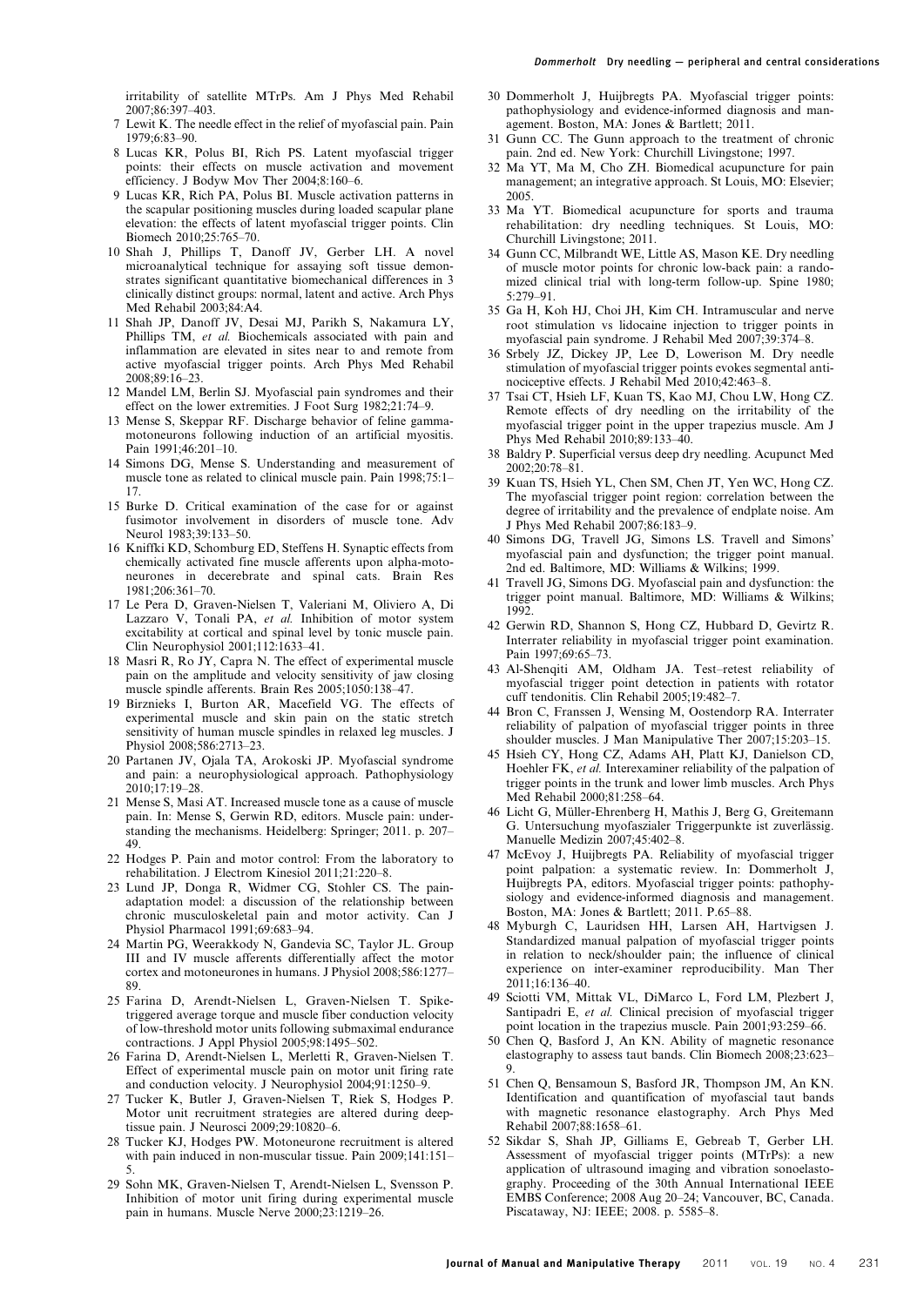irritability of satellite MTrPs. Am J Phys Med Rehabil 2007;86:397–403.

7 Lewit K. The needle effect in the relief of myofascial pain. Pain 1979;6:83–90.

8 Lucas KR, Polus BI, Rich PS. Latent myofascial trigger points: their effects on muscle activation and movement efficiency. J Bodyw Mov Ther 2004;8:160–6.

9 Lucas KR, Rich PA, Polus BI. Muscle activation patterns in the scapular positioning muscles during loaded scapular plane elevation: the effects of latent myofascial trigger points. Clin Biomech 2010;25:765–70.

10 Shah J, Phillips T, Danoff JV, Gerber LH. A novel microanalytical technique for assaying soft tissue demonstrates significant quantitative biomechanical differences in 3 clinically distinct groups: normal, latent and active. Arch Phys Med Rehabil 2003;84:A4.

11 Shah JP, Danoff JV, Desai MJ, Parikh S, Nakamura LY, Phillips TM, *et al.* Biochemicals associated with pain and inflammation are elevated in sites near to and remote from active myofascial trigger points. Arch Phys Med Rehabil 2008;89:16–23.

12 Mandel LM, Berlin SJ. Myofascial pain syndromes and their effect on the lower extremities. J Foot Surg 1982;21:74–9.

13 Mense S, Skeppar RF. Discharge behavior of feline gamma-motoneurons following induction of an artificial myositis. Pain 1991;46:201–10.

14 Simons DG, Mense S. Understanding and measurement of muscle tone as related to clinical muscle pain. Pain 1998;75:1–17.

15 Burke D. Critical examination of the case for or against fusimotor involvement in disorders of muscle tone. Adv Neurol 1983;39:133–50.

16 Kniffki KD, Schomburg ED, Steffens H. Synaptic effects from chemically activated fine muscle afferents upon alpha-motoneurones in decerebrate and spinal cats. Brain Res 1981;206:361–70.

17 Le Pera D, Graven-Nielsen T, Valeriani M, Oliviero A, Di Lazzaro V, Tonali PA, *et al.* Inhibition of motor system excitability at cortical and spinal level by tonic muscle pain. Clin Neurophysiol 2001;112:1633–41.

18 Masri R, Ro JY, Capra N. The effect of experimental muscle pain on the amplitude and velocity sensitivity of jaw closing muscle spindle afferents. Brain Res 2005;1050:138–47.

19 Birznieks I, Burton AR, Macefield VG. The effects of experimental muscle and skin pain on the static stretch sensitivity of human muscle spindles in relaxed leg muscles. J Physiol 2008;586:2713–23.

20 Partanen JV, Ojala TA, Arokoski JP. Myofascial syndrome and pain: a neurophysiological approach. Pathophysiology 2010;17:19–28.

21 Mense S, Masi AT. Increased muscle tone as a cause of muscle pain. In: Mense S, Gerwin RD, editors. Muscle pain: understanding the mechanisms. Heidelberg: Springer; 2011. p. 207–49.

22 Hodges P. Pain and motor control: From the laboratory to rehabilitation. J Electrom Kinesiol 2011;21:220–8.

23 Lund JP, Donga R, Widmer CG, Stohler CS. The pain-adaptation model: a discussion of the relationship between chronic musculoskeletal pain and motor activity. Can J Physiol Pharmacol 1991;69:683–94.

24 Martin PG, Weerakkody N, Gandevia SC, Taylor JL. Group III and IV muscle afferents differentially affect the motor cortex and motoneurones in humans. J Physiol 2008;586:1277–89.

25 Farina D, Arendt-Nielsen L, Graven-Nielsen T. Spike-triggered average torque and muscle fiber conduction velocity of low-threshold motor units following submaximal endurance contractions. J Appl Physiol 2005;98:1495–502.

26 Farina D, Arendt-Nielsen L, Merletti R, Graven-Nielsen T. Effect of experimental muscle pain on motor unit firing rate and conduction velocity. J Neurophysiol 2004;91:1250–9.

27 Tucker K, Butler J, Graven-Nielsen T, Riek S, Hodges P. Motor unit recruitment strategies are altered during deep-tissue pain. J Neurosci 2009;29:10820–6.

28 Tucker KJ, Hodges PW. Motoneurone recruitment is altered with pain induced in non-muscular tissue. Pain 2009;141:151–5.

29 Sohn MK, Graven-Nielsen T, Arendt-Nielsen L, Svensson P. Inhibition of motor unit firing during experimental muscle pain in humans. Muscle Nerve 2000;23:1219–26.

30 Dommerholt J, Huijbregts PA. Myofascial trigger points: pathophysiology and evidence-informed diagnosis and management. Boston, MA: Jones & Bartlett; 2011.

31 Gunn CC. The Gunn approach to the treatment of chronic pain. 2nd ed. New York: Churchill Livingstone; 1997.

32 Ma YT, Ma M, Cho ZH. Biomedical acupuncture for pain management; an integrative approach. St Louis, MO: Elsevier; 2005.

33 Ma YT. Biomedical acupuncture for sports and trauma rehabilitation: dry needling techniques. St Louis, MO: Churchill Livingstone; 2011.

34 Gunn CC, Milbrandt WE, Little AS, Mason KE. Dry needling of muscle motor points for chronic low-back pain: a randomized clinical trial with long-term follow-up. Spine 1980; 5:279–91.

35 Ga H, Koh HJ, Choi JH, Kim CH. Intramuscular and nerve root stimulation vs lidocaine injection to trigger points in myofascial pain syndrome. J Rehabil Med 2007;39:374–8.

36 Srbely JZ, Dickey JP, Lee D, Lowerison M. Dry needle stimulation of myofascial trigger points evokes segmental antinociceptive effects. J Rehabil Med 2010;42:463–8.

37 Tsai CT, Hsieh LF, Kuan TS, Kao MJ, Chou LW, Hong CZ. Remote effects of dry needling on the irritability of the myofascial trigger point in the upper trapezius muscle. Am J Phys Med Rehabil 2010;89:133–40.

38 Baldry P. Superficial versus deep dry needling. Acupunct Med 2002;20:78–81.

39 Kuan TS, Hsieh YL, Chen SM, Chen JT, Yen WC, Hong CZ. The myofascial trigger point region: correlation between the degree of irritability and the prevalence of endplate noise. Am J Phys Med Rehabil 2007;86:183–9.

40 Simons DG, Travell JG, Simons LS. Travell and Simons' myofascial pain and dysfunction; the trigger point manual. 2nd ed. Baltimore, MD: Williams & Wilkins; 1999.

41 Travell JG, Simons DG. Myofascial pain and dysfunction: the trigger point manual. Baltimore, MD: Williams & Wilkins; 1992.

42 Gerwin RD, Shannon S, Hong CZ, Hubbard D, Gevirtz R. Interrater reliability in myofascial trigger point examination. Pain 1997;69:65–73.

43 Al-Shenqiti AM, Oldham JA. Test–retest reliability of myofascial trigger point detection in patients with rotator cuff tendonitis. Clin Rehabil 2005;19:482–7.

44 Bron C, Franssen J, Wensing M, Oostendorp RA. Interrater reliability of palpation of myofascial trigger points in three shoulder muscles. J Man Manipulative Ther 2007;15:203–15.

45 Hsieh CY, Hong CZ, Adams AH, Platt KJ, Danielson CD, Hoehler FK, *et al.* Interexaminer reliability of the palpation of trigger points in the trunk and lower limb muscles. Arch Phys Med Rehabil 2000;81:258–64.

46 Licht G, Müller-Ehrenberg H, Mathis J, Berg G, Greitemann G. Untersuchung myofaszialer Triggerpunkte ist zuverlässig. Manuelle Medizin 2007;45:402–8.

47 McEvoy J, Huijbregts PA. Reliability of myofascial trigger point palpation: a systematic review. In: Dommerholt J, Huijbregts PA, editors. Myofascial trigger points: pathophysiology and evidence-informed diagnosis and management. Boston, MA: Jones & Bartlett; 2011. P.65–88.

48 Myburgh C, Lauridsen HH, Larsen AH, Hartvigsen J. Standardized manual palpation of myofascial trigger points in relation to neck/shoulder pain; the influence of clinical experience on inter-examiner reproducibility. Man Ther 2011;16:136–40.

49 Sciotti VM, Mittak VL, DiMarco L, Ford LM, Plezbert J, Santipadri E, *et al.* Clinical precision of myofascial trigger point location in the trapezius muscle. Pain 2001;93:259–66.

50 Chen Q, Basford J, An KN. Ability of magnetic resonance elastography to assess taut bands. Clin Biomech 2008;23:623–9.

51 Chen Q, Bensamoun S, Basford JR, Thompson JM, An KN. Identification and quantification of myofascial taut bands with magnetic resonance elastography. Arch Phys Med Rehabil 2007;88:1658–61.

52 Sikdar S, Shah JP, Gilliams E, Gebreab T, Gerber LH. Assessment of myofascial trigger points (MTrPs): a new application of ultrasound imaging and vibration sonoelastography. Proceeding of the 30th Annual International IEEE EMBS Conference; 2008 Aug 20–24; Vancouver, BC, Canada. Piscataway, NJ: IEEE; 2008. p. 5585–8.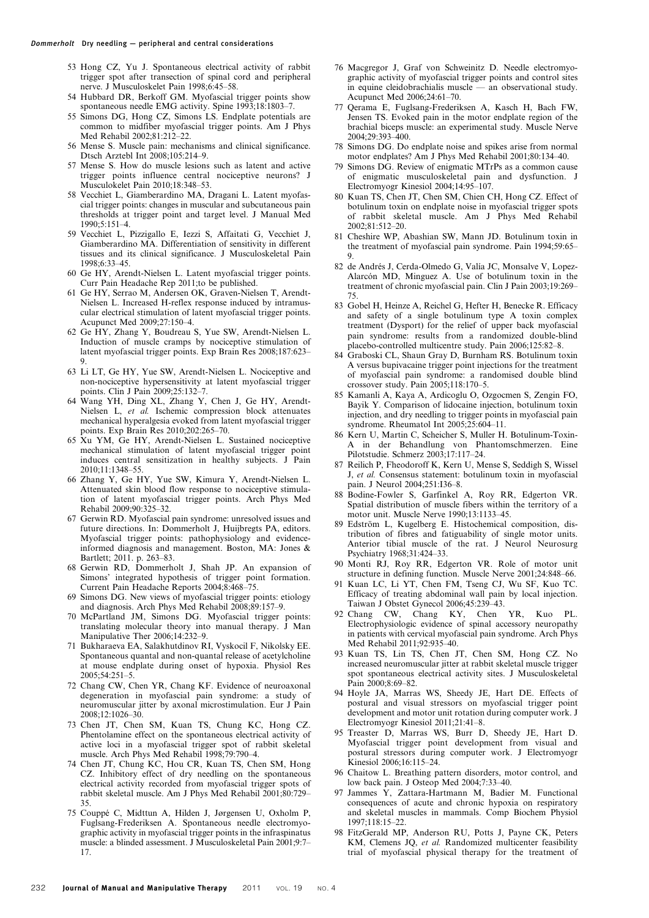53 Hong CZ, Yu J. Spontaneous electrical activity of rabbit trigger spot after transection of spinal cord and peripheral nerve. J Musculoskelet Pain 1998;6:45–58.

54 Hubbard DR, Berkoff GM. Myofascial trigger points show spontaneous needle EMG activity. Spine 1993;18:1803–7.

55 Simons DG, Hong CZ, Simons LS. Endplate potentials are common to midfiber myofascial trigger points. Am J Phys Med Rehabil 2002;81:212–22.

56 Mense S. Muscle pain: mechanisms and clinical significance. Dtsch Arztebl Int 2008;105:214–9.

57 Mense S. How do muscle lesions such as latent and active trigger points influence central nociceptive neurons? J Musculokelet Pain 2010;18:348–53.

58 Vecchiet L, Giamberardino MA, Dragani L. Latent myofascial trigger points: changes in muscular and subcutaneous pain thresholds at trigger point and target level. J Manual Med 1990;5:151–4.

59 Vecchiet L, Pizzigallo E, Iezzi S, Affaitati G, Vecchiet J, Giamberardino MA. Differentiation of sensitivity in different tissues and its clinical significance. J Musculoskeletal Pain 1998;6:33–45.

60 Ge HY, Arendt-Nielsen L. Latent myofascial trigger points. Curr Pain Headache Rep 2011;to be published.

61 Ge HY, Serrao M, Andersen OK, Graven-Nielsen T, Arendt-Nielsen L. Increased H-reflex response induced by intramuscular electrical stimulation of latent myofascial trigger points. Acupunct Med 2009;27:150–4.

62 Ge HY, Zhang Y, Boudreau S, Yue SW, Arendt-Nielsen L. Induction of muscle cramps by nociceptive stimulation of latent myofascial trigger points. Exp Brain Res 2008;187:623–9.

63 Li LT, Ge HY, Yue SW, Arendt-Nielsen L. Nociceptive and non-nociceptive hypersensitivity at latent myofascial trigger points. Clin J Pain 2009;25:132–7.

64 Wang YH, Ding XL, Zhang Y, Chen J, Ge HY, Arendt-Nielsen L, *et al.* Ischemic compression block attenuates mechanical hyperalgesia evoked from latent myofascial trigger points. Exp Brain Res 2010;202:265–70.

65 Xu YM, Ge HY, Arendt-Nielsen L. Sustained nociceptive mechanical stimulation of latent myofascial trigger point induces central sensitization in healthy subjects. J Pain 2010;11:1348–55.

66 Zhang Y, Ge HY, Yue SW, Kimura Y, Arendt-Nielsen L. Attenuated skin blood flow response to nociceptive stimulation of latent myofascial trigger points. Arch Phys Med Rehabil 2009;90:325–32.

67 Gerwin RD. Myofascial pain syndrome: unresolved issues and future directions. In: Dommerholt J, Huijbregts PA, editors. Myofascial trigger points: pathophysiology and evidence-informed diagnosis and management. Boston, MA: Jones & Bartlett; 2011. p. 263–83.

68 Gerwin RD, Dommerholt J, Shah JP. An expansion of Simons' integrated hypothesis of trigger point formation. Current Pain Headache Reports 2004;8:468–75.

69 Simons DG. New views of myofascial trigger points: etiology and diagnosis. Arch Phys Med Rehabil 2008;89:157–9.

70 McPartland JM, Simons DG. Myofascial trigger points: translating molecular theory into manual therapy. J Man Manipulative Ther 2006;14:232–9.

71 Bukharaeva EA, Salakhutdinov RI, Vyskocil F, Nikolsky EE. Spontaneous quantal and non-quantal release of acetylcholine at mouse endplate during onset of hypoxia. Physiol Res 2005;54:251–5.

72 Chang CW, Chen YR, Chang KF. Evidence of neuroaxonal degeneration in myofascial pain syndrome: a study of neuromuscular jitter by axonal microstimulation. Eur J Pain 2008;12:1026–30.

73 Chen JT, Chen SM, Kuan TS, Chung KC, Hong CZ. Phentolamine effect on the spontaneous electrical activity of active loci in a myofascial trigger spot of rabbit skeletal muscle. Arch Phys Med Rehabil 1998;79:790–4.

74 Chen JT, Chung KC, Hou CR, Kuan TS, Chen SM, Hong CZ. Inhibitory effect of dry needling on the spontaneous electrical activity recorded from myofascial trigger spots of rabbit skeletal muscle. Am J Phys Med Rehabil 2001;80:729–35.

75 Couppé C, Midttun A, Hilden J, Jørgensen U, Oxholm P, Fuglsang-Frederiksen A. Spontaneous needle electromyographic activity in myofascial trigger points in the infraspinatus muscle: a blinded assessment. J Musculoskeletal Pain 2001;9:7–17.

76 Macgregor J, Graf von Schweinitz D. Needle electromyographic activity of myofascial trigger points and control sites in equine cleidobrachialis muscle — an observational study. Acupunct Med 2006;24:61–70.

77 Qerama E, Fuglsang-Frederiksen A, Kasch H, Bach FW, Jensen TS. Evoked pain in the motor endplate region of the brachial biceps muscle: an experimental study. Muscle Nerve 2004;29:393–400.

78 Simons DG. Do endplate noise and spikes arise from normal motor endplates? Am J Phys Med Rehabil 2001;80:134–40.

79 Simons DG. Review of enigmatic MTrPs as a common cause of enigmatic musculoskeletal pain and dysfunction. J Electromyogr Kinesiol 2004;14:95–107.

80 Kuan TS, Chen JT, Chen SM, Chien CH, Hong CZ. Effect of botulinum toxin on endplate noise in myofascial trigger spots of rabbit skeletal muscle. Am J Phys Med Rehabil 2002;81:512–20.

81 Cheshire WP, Abashian SW, Mann JD. Botulinum toxin in the treatment of myofascial pain syndrome. Pain 1994;59:65–9.

82 de Andrés J, Cerda-Olmedo G, Valía JC, Monsalve V, Lopez-Alarcón MD, Minguez A. Use of botulinum toxin in the treatment of chronic myofascial pain. Clin J Pain 2003;19:269–75.

83 Gobel H, Heinze A, Reichel G, Hefter H, Benecke R. Efficacy and safety of a single botulinum type A toxin complex treatment (Dysport) for the relief of upper back myofascial pain syndrome: results from a randomized double-blind placebo-controlled multicentre study. Pain 2006;125:82–8.

84 Graboski CL, Shaun Gray D, Burnham RS. Botulinum toxin A versus bupivacaine trigger point injections for the treatment of myofascial pain syndrome: a randomised double blind crossover study. Pain 2005;118:170–5.

85 Kamanli A, Kaya A, Ardicoglu O, Ozgocmen S, Zengin FO, Bayik Y. Comparison of lidocaine injection, botulinum toxin injection, and dry needling to trigger points in myofascial pain syndrome. Rheumatol Int 2005;25:604–11.

86 Kern U, Martin C, Scheicher S, Muller H. Botulinum-Toxin-A in der Behandlung von Phantomschmerzen. Eine Pilotstudie. Schmerz 2003;17:117–24.

87 Reilich P, Fheodoroff K, Kern U, Mense S, Seddigh S, Wissel J, *et al.* Consensus statement: botulinum toxin in myofascial pain. J Neurol 2004;251:I36–8.

88 Bodine-Fowler S, Garfinkel A, Roy RR, Edgerton VR. Spatial distribution of muscle fibers within the territory of a motor unit. Muscle Nerve 1990;13:1133–45.

89 Edström L, Kugelberg E. Histochemical composition, distribution of fibres and fatiguability of single motor units. Anterior tibial muscle of the rat. J Neurol Neurosurg Psychiatry 1968;31:424–33.

90 Monti RJ, Roy RR, Edgerton VR. Role of motor unit structure in defining function. Muscle Nerve 2001;24:848–66.

91 Kuan LC, Li YT, Chen FM, Tseng CJ, Wu SF, Kuo TC. Efficacy of treating abdominal wall pain by local injection. Taiwan J Obstet Gynecol 2006;45:239–43.

92 Chang CW, Chang KY, Chen YR, Kuo PL. Electrophysiologic evidence of spinal accessory neuropathy in patients with cervical myofascial pain syndrome. Arch Phys Med Rehabil 2011;92:935–40.

93 Kuan TS, Lin TS, Chen JT, Chen SM, Hong CZ. No increased neuromuscular jitter at rabbit skeletal muscle trigger spot spontaneous electrical activity sites. J Musculoskeletal Pain 2000;8:69–82.

94 Hoyle JA, Marras WS, Sheedy JE, Hart DE. Effects of postural and visual stressors on myofascial trigger point development and motor unit rotation during computer work. J Electromyogr Kinesiol 2011;21:41–8.

95 Treaster D, Marras WS, Burr D, Sheedy JE, Hart D. Myofascial trigger point development from visual and postural stressors during computer work. J Electromyogr Kinesiol 2006;16:115–24.

96 Chaitow L. Breathing pattern disorders, motor control, and low back pain. J Osteop Med 2004;7:33–40.

97 Jammes Y, Zattara-Hartmann M, Badier M. Functional consequences of acute and chronic hypoxia on respiratory and skeletal muscles in mammals. Comp Biochem Physiol 1997;118:15–22.

98 FitzGerald MP, Anderson RU, Potts J, Payne CK, Peters KM, Clemens JQ, *et al.* Randomized multicenter feasibility trial of myofascial physical therapy for the treatment of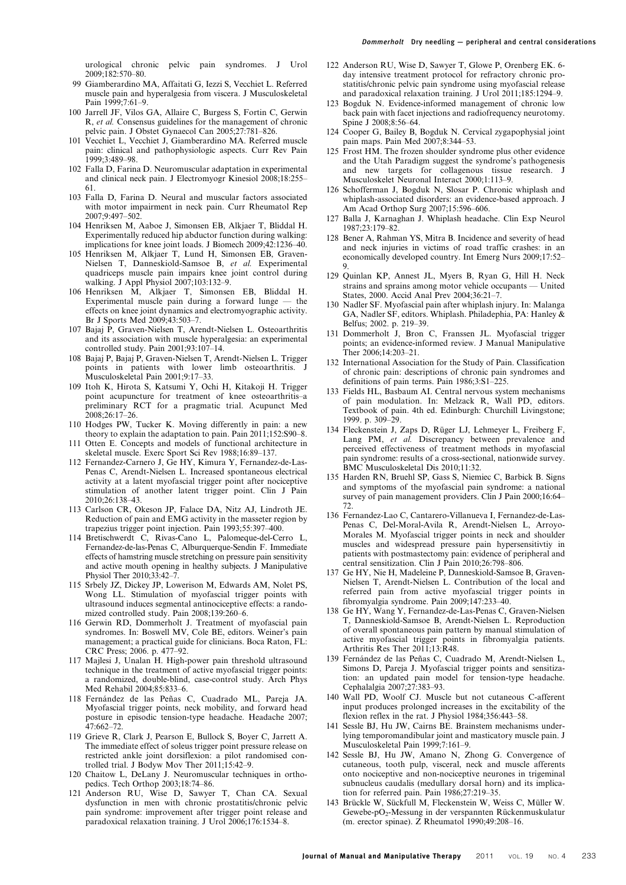urological chronic pelvic pain syndromes. J Urol 2009;182:570–80.

99 Giamberardino MA, Affaitati G, Iezzi S, Vecchiet L. Referred muscle pain and hyperalgesia from viscera. J Musculoskeletal Pain 1999;7:61–9.

100 Jarrell JF, Vilos GA, Allaire C, Burgess S, Fortin C, Gerwin R, *et al.* Consensus guidelines for the management of chronic pelvic pain. J Obstet Gynaecol Can 2005;27:781–826.

101 Vecchiet L, Vecchiet J, Giamberardino MA. Referred muscle pain: clinical and pathophysiologic aspects. Curr Rev Pain 1999;3:489–98.

102 Falla D, Farina D. Neuromuscular adaptation in experimental and clinical neck pain. J Electromyogr Kinesiol 2008;18:255–61.

103 Falla D, Farina D. Neural and muscular factors associated with motor impairment in neck pain. Curr Rheumatol Rep 2007;9:497–502.

104 Henriksen M, Aaboe J, Simonsen EB, Alkjaer T, Bliddal H. Experimentally reduced hip abductor function during walking: implications for knee joint loads. J Biomech 2009;42:1236–40.

105 Henriksen M, Alkjaer T, Lund H, Simonsen EB, Graven-Nielsen T, Danneskiold-Samsoe B, *et al.* Experimental quadriceps muscle pain impairs knee joint control during walking. J Appl Physiol 2007;103:132–9.

106 Henriksen M, Alkjaer T, Simonsen EB, Bliddal H. Experimental muscle pain during a forward lunge — the effects on knee joint dynamics and electromyographic activity. Br J Sports Med 2009;43:503–7.

107 Bajaj P, Graven-Nielsen T, Arendt-Nielsen L. Osteoarthritis and its association with muscle hyperalgesia: an experimental controlled study. Pain 2001;93:107–14.

108 Bajaj P, Bajaj P, Graven-Nielsen T, Arendt-Nielsen L. Trigger points in patients with lower limb osteoarthritis. J Musculoskeletal Pain 2001;9:17–33.

109 Itoh K, Hirota S, Katsumi Y, Ochi H, Kitakoji H. Trigger point acupuncture for treatment of knee osteoarthritis–a preliminary RCT for a pragmatic trial. Acupunct Med 2008;26:17–26.

110 Hodges PW, Tucker K. Moving differently in pain: a new theory to explain the adaptation to pain. Pain 2011;152:S90–8.

111 Otten E. Concepts and models of functional architecture in skeletal muscle. Exerc Sport Sci Rev 1988;16:89–137.

112 Fernandez-Carnero J, Ge HY, Kimura Y, Fernandez-de-Las-Penas C, Arendt-Nielsen L. Increased spontaneous electrical activity at a latent myofascial trigger point after nociceptive stimulation of another latent trigger point. Clin J Pain 2010;26:138–43.

113 Carlson CR, Okeson JP, Falace DA, Nitz AJ, Lindroth JE. Reduction of pain and EMG activity in the masseter region by trapezius trigger point injection. Pain 1993;55:397–400.

114 Bretischwerdt C, Rivas-Cano L, Palomeque-del-Cerro L, Fernandez-de-las-Penas C, Alburquerque-Sendin F. Immediate effects of hamstring muscle stretching on pressure pain sensitivity and active mouth opening in healthy subjects. J Manipulative Physiol Ther 2010;33:42–7.

115 Srbely JZ, Dickey JP, Lowerison M, Edwards AM, Nolet PS, Wong LL. Stimulation of myofascial trigger points with ultrasound induces segmental antinociceptive effects: a randomized controlled study. Pain 2008;139:260–6.

116 Gerwin RD, Dommerholt J. Treatment of myofascial pain syndromes. In: Boswell MV, Cole BE, editors. Weiner's pain management; a practical guide for clinicians. Boca Raton, FL: CRC Press; 2006. p. 477–92.

117 Majlesi J, Unalan H. High-power pain threshold ultrasound technique in the treatment of active myofascial trigger points: a randomized, double-blind, case-control study. Arch Phys Med Rehabil 2004;85:833–6.

118 Fernández de las Peñas C, Cuadrado ML, Pareja JA. Myofascial trigger points, neck mobility, and forward head posture in episodic tension-type headache. Headache 2007; 47:662–72.

119 Grieve R, Clark J, Pearson E, Bullock S, Boyer C, Jarrett A. The immediate effect of soleus trigger point pressure release on restricted ankle joint dorsiflexion: a pilot randomised controlled trial. J Bodyw Mov Ther 2011;15:42–9.

120 Chaitow L, DeLany J. Neuromuscular techniques in orthopedics. Tech Orthop 2003;18:74–86.

121 Anderson RU, Wise D, Sawyer T, Chan CA. Sexual dysfunction in men with chronic prostatitis/chronic pelvic pain syndrome: improvement after trigger point release and paradoxical relaxation training. J Urol 2006;176:1534–8.

122 Anderson RU, Wise D, Sawyer T, Glowe P, Orenberg EK. 6-day intensive treatment protocol for refractory chronic prostatitis/chronic pelvic pain syndrome using myofascial release and paradoxical relaxation training. J Urol 2011;185:1294–9.

123 Bogduk N. Evidence-informed management of chronic low back pain with facet injections and radiofrequency neurotomy. Spine J 2008;8:56–64.

124 Cooper G, Bailey B, Bogduk N. Cervical zygapophysial joint pain maps. Pain Med 2007;8:344–53.

125 Frost HM. The frozen shoulder syndrome plus other evidence and the Utah Paradigm suggest the syndrome's pathogenesis and new targets for collagenous tissue research. J Musculoskelet Neuronal Interact 2000;1:113–9.

126 Schofferman J, Bogduk N, Slosar P. Chronic whiplash and whiplash-associated disorders: an evidence-based approach. J Am Acad Orthop Surg 2007;15:596–606.

127 Balla J, Karnaghan J. Whiplash headache. Clin Exp Neurol 1987;23:179–82.

128 Bener A, Rahman YS, Mitra B. Incidence and severity of head and neck injuries in victims of road traffic crashes: in an economically developed country. Int Emerg Nurs 2009;17:52–9.

129 Quinlan KP, Annest JL, Myers B, Ryan G, Hill H. Neck strains and sprains among motor vehicle occupants — United States, 2000. Accid Anal Prev 2004;36:21–7.

130 Nadler SF. Myofascial pain after whiplash injury. In: Malanga GA, Nadler SF, editors. Whiplash. Philadephia, PA: Hanley & Belfus; 2002. p. 219–39.

131 Dommerholt J, Bron C, Franssen JL. Myofascial trigger points; an evidence-informed review. J Manual Manipulative Ther 2006;14:203–21.

132 International Association for the Study of Pain. Classification of chronic pain: descriptions of chronic pain syndromes and definitions of pain terms. Pain 1986;3:S1–225.

133 Fields HL, Basbaum AI. Central nervous system mechanisms of pain modulation. In: Melzack R, Wall PD, editors. Textbook of pain. 4th ed. Edinburgh: Churchill Livingstone; 1999. p. 309–29.

134 Fleckenstein J, Zaps D, Rüger LJ, Lehmeyer L, Freiberg F, Lang PM, *et al.* Discrepancy between prevalence and perceived effectiveness of treatment methods in myofascial pain syndrome: results of a cross-sectional, nationwide survey. BMC Musculoskeletal Dis 2010;11:32.

135 Harden RN, Bruehl SP, Gass S, Niemiec C, Barbick B. Signs and symptoms of the myofascial pain syndrome: a national survey of pain management providers. Clin J Pain 2000;16:64–72.

136 Fernandez-Lao C, Cantarero-Villanueva I, Fernandez-de-Las-Penas C, Del-Moral-Avila R, Arendt-Nielsen L, Arroyo-Morales M. Myofascial trigger points in neck and shoulder muscles and widespread pressure pain hypersensitivtiy in patients with postmastectomy pain: evidence of peripheral and central sensitization. Clin J Pain 2010;26:798–806.

137 Ge HY, Nie H, Madeleine P, Danneskiold-Samsoe B, Graven-Nielsen T, Arendt-Nielsen L. Contribution of the local and referred pain from active myofascial trigger points in fibromyalgia syndrome. Pain 2009;147:233–40.

138 Ge HY, Wang Y, Fernandez-de-Las-Penas C, Graven-Nielsen T, Danneskiold-Samsoe B, Arendt-Nielsen L. Reproduction of overall spontaneous pain pattern by manual stimulation of active myofascial trigger points in fibromyalgia patients. Arthritis Res Ther 2011;13:R48.

139 Fernández de las Peñas C, Cuadrado M, Arendt-Nielsen L, Simons D, Pareja J. Myofascial trigger points and sensitization: an updated pain model for tension-type headache. Cephalalgia 2007;27:383–93.

140 Wall PD, Woolf CJ. Muscle but not cutaneous C-afferent input produces prolonged increases in the excitability of the flexion reflex in the rat. J Physiol 1984;356:443–58.

141 Sessle BJ, Hu JW, Cairns BE. Brainstem mechanisms underlying temporomandibular joint and masticatory muscle pain. J Musculoskeletal Pain 1999;7:161–9.

142 Sessle BJ, Hu JW, Amano N, Zhong G. Convergence of cutaneous, tooth pulp, visceral, neck and muscle afferents onto nociceptive and non-nociceptive neurones in trigeminal subnucleus caudalis (medullary dorsal horn) and its implication for referred pain. Pain 1986;27:219–35.

143 Brückle W, Sückfull M, Fleckenstein W, Weiss C, Müller W. Gewebe-p$O_2$-Messung in der verspannten Rückenmuskulatur (m. erector spinae). Z Rheumatol 1990;49:208–16.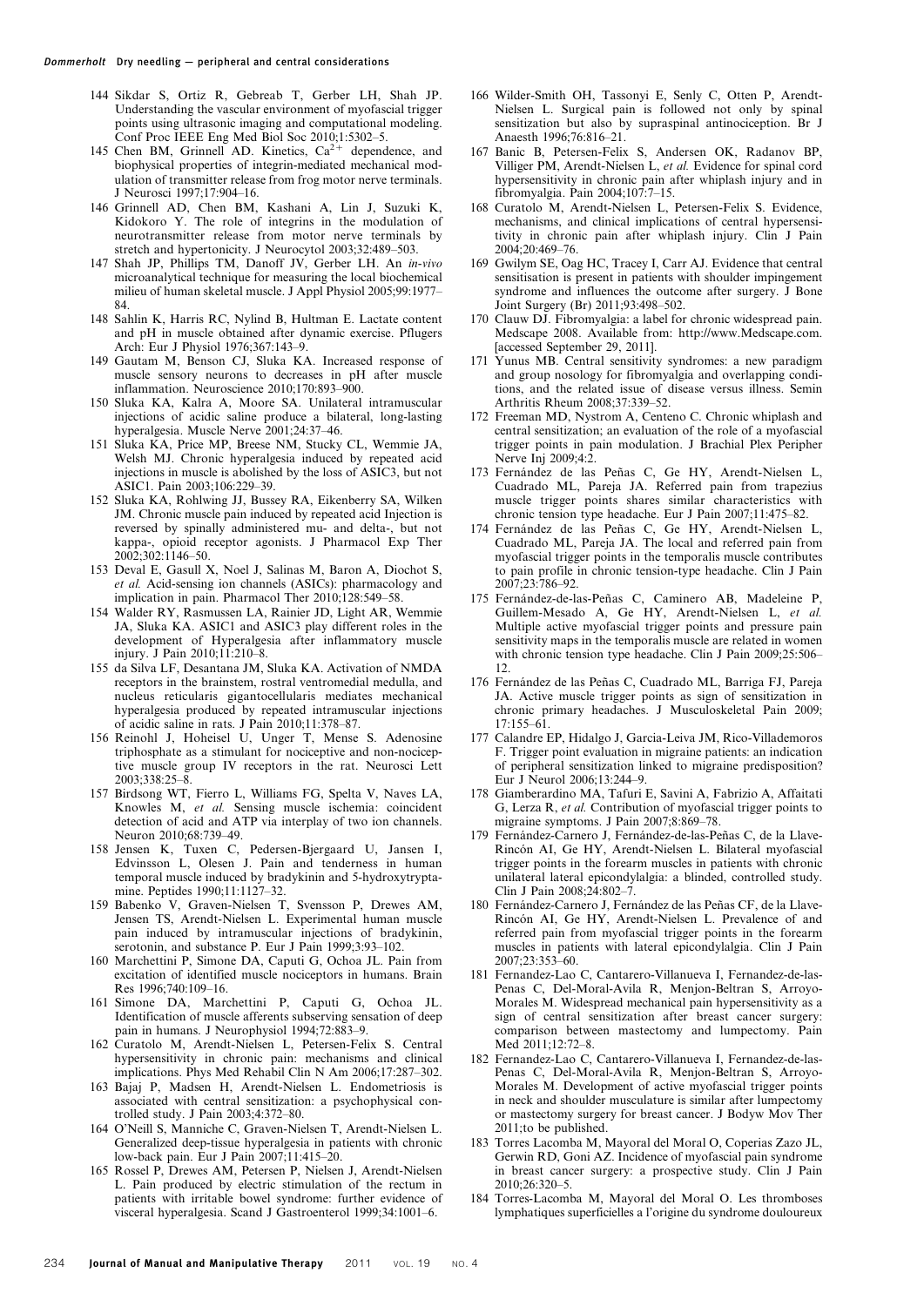144 Sikdar S, Ortiz R, Gebreab T, Gerber LH, Shah JP. Understanding the vascular environment of myofascial trigger points using ultrasonic imaging and computational modeling. Conf Proc IEEE Eng Med Biol Soc 2010;1:5302–5.

145 Chen BM, Grinnell AD. Kinetics, $Ca^{2+}$ dependence, and biophysical properties of integrin-mediated mechanical modulation of transmitter release from frog motor nerve terminals. J Neurosci 1997;17:904–16.

146 Grinnell AD, Chen BM, Kashani A, Lin J, Suzuki K, Kidokoro Y. The role of integrins in the modulation of neurotransmitter release from motor nerve terminals by stretch and hypertonicity. J Neurocytol 2003;32:489–503.

147 Shah JP, Phillips TM, Danoff JV, Gerber LH. An *in-vivo* microanalytical technique for measuring the local biochemical milieu of human skeletal muscle. J Appl Physiol 2005;99:1977–84.

148 Sahlin K, Harris RC, Nylind B, Hultman E. Lactate content and pH in muscle obtained after dynamic exercise. Pflugers Arch: Eur J Physiol 1976;367:143–9.

149 Gautam M, Benson CJ, Sluka KA. Increased response of muscle sensory neurons to decreases in pH after muscle inflammation. Neuroscience 2010;170:893–900.

150 Sluka KA, Kalra A, Moore SA. Unilateral intramuscular injections of acidic saline produce a bilateral, long-lasting hyperalgesia. Muscle Nerve 2001;24:37–46.

151 Sluka KA, Price MP, Breese NM, Stucky CL, Wemmie JA, Welsh MJ. Chronic hyperalgesia induced by repeated acid injections in muscle is abolished by the loss of ASIC3, but not ASIC1. Pain 2003;106:229–39.

152 Sluka KA, Rohlwing JJ, Bussey RA, Eikenberry SA, Wilken JM. Chronic muscle pain induced by repeated acid Injection is reversed by spinally administered mu- and delta-, but not kappa-, opioid receptor agonists. J Pharmacol Exp Ther 2002;302:1146–50.

153 Deval E, Gasull X, Noel J, Salinas M, Baron A, Diochot S, *et al.* Acid-sensing ion channels (ASICs): pharmacology and implication in pain. Pharmacol Ther 2010;128:549–58.

154 Walder RY, Rasmussen LA, Rainier JD, Light AR, Wemmie JA, Sluka KA. ASIC1 and ASIC3 play different roles in the development of Hyperalgesia after inflammatory muscle injury. J Pain 2010;11:210–8.

155 da Silva LF, Desantana JM, Sluka KA. Activation of NMDA receptors in the brainstem, rostral ventromedial medulla, and nucleus reticularis gigantocellularis mediates mechanical hyperalgesia produced by repeated intramuscular injections of acidic saline in rats. J Pain 2010;11:378–87.

156 Reinohl J, Hoheisel U, Unger T, Mense S. Adenosine triphosphate as a stimulant for nociceptive and non-nociceptive muscle group IV receptors in the rat. Neurosci Lett 2003;338:25–8.

157 Birdsong WT, Fierro L, Williams FG, Spelta V, Naves LA, Knowles M, *et al.* Sensing muscle ischemia: coincident detection of acid and ATP via interplay of two ion channels. Neuron 2010;68:739–49.

158 Jensen K, Tuxen C, Pedersen-Bjergaard U, Jansen I, Edvinsson L, Olesen J. Pain and tenderness in human temporal muscle induced by bradykinin and 5-hydroxytryptamine. Peptides 1990;11:1127–32.

159 Babenko V, Graven-Nielsen T, Svensson P, Drewes AM, Jensen TS, Arendt-Nielsen L. Experimental human muscle pain induced by intramuscular injections of bradykinin, serotonin, and substance P. Eur J Pain 1999;3:93–102.

160 Marchettini P, Simone DA, Caputi G, Ochoa JL. Pain from excitation of identified muscle nociceptors in humans. Brain Res 1996;740:109–16.

161 Simone DA, Marchettini P, Caputi G, Ochoa JL. Identification of muscle afferents subserving sensation of deep pain in humans. J Neurophysiol 1994;72:883–9.

162 Curatolo M, Arendt-Nielsen L, Petersen-Felix S. Central hypersensitivity in chronic pain: mechanisms and clinical implications. Phys Med Rehabil Clin N Am 2006;17:287–302.

163 Bajaj P, Madsen H, Arendt-Nielsen L. Endometriosis is associated with central sensitization: a psychophysical controlled study. J Pain 2003;4:372–80.

164 O'Neill S, Manniche C, Graven-Nielsen T, Arendt-Nielsen L. Generalized deep-tissue hyperalgesia in patients with chronic low-back pain. Eur J Pain 2007;11:415–20.

165 Rossel P, Drewes AM, Petersen P, Nielsen J, Arendt-Nielsen L. Pain produced by electric stimulation of the rectum in patients with irritable bowel syndrome: further evidence of visceral hyperalgesia. Scand J Gastroenterol 1999;34:1001–6.

166 Wilder-Smith OH, Tassonyi E, Senly C, Otten P, Arendt-Nielsen L. Surgical pain is followed not only by spinal sensitization but also by supraspinal antinociception. Br J Anaesth 1996;76:816–21.

167 Banic B, Petersen-Felix S, Andersen OK, Radanov BP, Villiger PM, Arendt-Nielsen L, *et al.* Evidence for spinal cord hypersensitivity in chronic pain after whiplash injury and in fibromyalgia. Pain 2004;107:7–15.

168 Curatolo M, Arendt-Nielsen L, Petersen-Felix S. Evidence, mechanisms, and clinical implications of central hypersensitivity in chronic pain after whiplash injury. Clin J Pain 2004;20:469–76.

169 Gwilym SE, Oag HC, Tracey I, Carr AJ. Evidence that central sensitisation is present in patients with shoulder impingement syndrome and influences the outcome after surgery. J Bone Joint Surgery (Br) 2011;93:498–502.

170 Clauw DJ. Fibromyalgia: a label for chronic widespread pain. Medscape 2008. Available from: http://www.Medscape.com. [accessed September 29, 2011].

171 Yunus MB. Central sensitivity syndromes: a new paradigm and group nosology for fibromyalgia and overlapping conditions, and the related issue of disease versus illness. Semin Arthritis Rheum 2008;37:339–52.

172 Freeman MD, Nystrom A, Centeno C. Chronic whiplash and central sensitization; an evaluation of the role of a myofascial trigger points in pain modulation. J Brachial Plex Peripher Nerve Inj 2009;4:2.

173 Fernández de las Peñas C, Ge HY, Arendt-Nielsen L, Cuadrado ML, Pareja JA. Referred pain from trapezius muscle trigger points shares similar characteristics with chronic tension type headache. Eur J Pain 2007;11:475–82.

174 Fernández de las Peñas C, Ge HY, Arendt-Nielsen L, Cuadrado ML, Pareja JA. The local and referred pain from myofascial trigger points in the temporalis muscle contributes to pain profile in chronic tension-type headache. Clin J Pain 2007;23:786–92.

175 Fernández-de-las-Peñas C, Caminero AB, Madeleine P, Guillem-Mesado A, Ge HY, Arendt-Nielsen L, *et al.* Multiple active myofascial trigger points and pressure pain sensitivity maps in the temporalis muscle are related in women with chronic tension type headache. Clin J Pain 2009;25:506–12.

176 Fernández de las Peñas C, Cuadrado ML, Barriga FJ, Pareja JA. Active muscle trigger points as sign of sensitization in chronic primary headaches. J Musculoskeletal Pain 2009; 17:155–61.

177 Calandre EP, Hidalgo J, Garcia-Leiva JM, Rico-Villademoros F. Trigger point evaluation in migraine patients: an indication of peripheral sensitization linked to migraine predisposition? Eur J Neurol 2006;13:244–9.

178 Giamberardino MA, Tafuri E, Savini A, Fabrizio A, Affaitati G, Lerza R, *et al.* Contribution of myofascial trigger points to migraine symptoms. J Pain 2007;8:869–78.

179 Fernández-Carnero J, Fernández-de-las-Peñas C, de la Llave-Rincón AI, Ge HY, Arendt-Nielsen L. Bilateral myofascial trigger points in the forearm muscles in patients with chronic unilateral lateral epicondylalgia: a blinded, controlled study. Clin J Pain 2008;24:802–7.

180 Fernández-Carnero J, Fernández de las Peñas CF, de la Llave-Rincón AI, Ge HY, Arendt-Nielsen L. Prevalence of and referred pain from myofascial trigger points in the forearm muscles in patients with lateral epicondylalgia. Clin J Pain 2007;23:353–60.

181 Fernandez-Lao C, Cantarero-Villanueva I, Fernandez-de-las-Penas C, Del-Moral-Avila R, Menjon-Beltran S, Arroyo-Morales M. Widespread mechanical pain hypersensitivity as a sign of central sensitization after breast cancer surgery: comparison between mastectomy and lumpectomy. Pain Med 2011;12:72–8.

182 Fernandez-Lao C, Cantarero-Villanueva I, Fernandez-de-las-Penas C, Del-Moral-Avila R, Menjon-Beltran S, Arroyo-Morales M. Development of active myofascial trigger points in neck and shoulder musculature is similar after lumpectomy or mastectomy surgery for breast cancer. J Bodyw Mov Ther 2011;to be published.

183 Torres Lacomba M, Mayoral del Moral O, Coperias Zazo JL, Gerwin RD, Goni AZ. Incidence of myofascial pain syndrome in breast cancer surgery: a prospective study. Clin J Pain 2010;26:320–5.

184 Torres-Lacomba M, Mayoral del Moral O. Les thromboses lymphatiques superficielles a l'origine du syndrome douloureux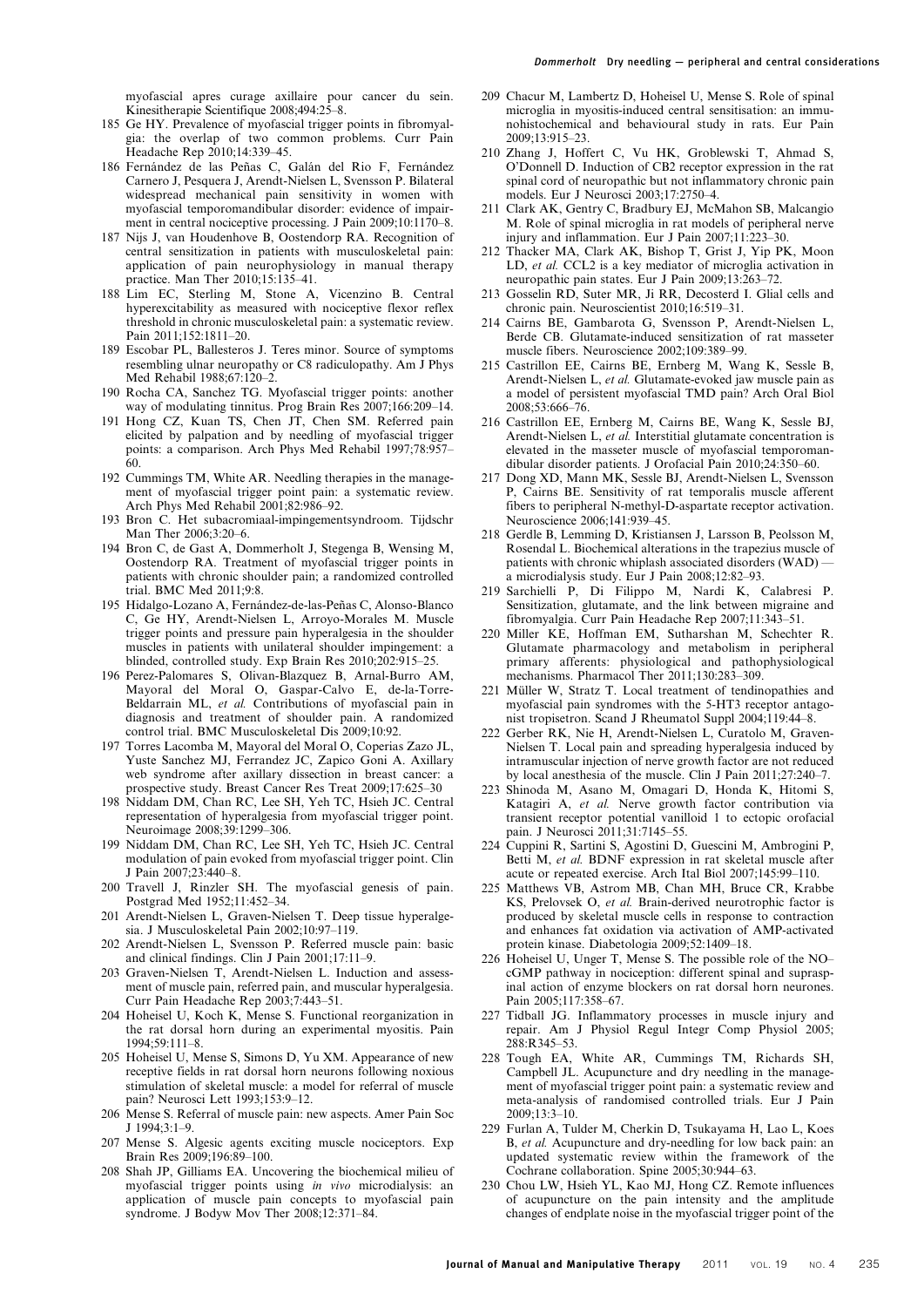myofascial apres curage axillaire pour cancer du sein. Kinesitherapie Scientifique 2008;494:25–8.

185 Ge HY. Prevalence of myofascial trigger points in fibromyalgia: the overlap of two common problems. Curr Pain Headache Rep 2010;14:339–45.

186 Fernández de las Peñas C, Galán del Rio F, Fernández Carnero J, Pesquera J, Arendt-Nielsen L, Svensson P. Bilateral widespread mechanical pain sensitivity in women with myofascial temporomandibular disorder: evidence of impairment in central nociceptive processing. J Pain 2009;10:1170–8.

187 Nijs J, van Houdenhove B, Oostendorp RA. Recognition of central sensitization in patients with musculoskeletal pain: application of pain neurophysiology in manual therapy practice. Man Ther 2010;15:135–41.

188 Lim EC, Sterling M, Stone A, Vicenzino B. Central hyperexcitability as measured with nociceptive flexor reflex threshold in chronic musculoskeletal pain: a systematic review. Pain 2011;152:1811–20.

189 Escobar PL, Ballesteros J. Teres minor. Source of symptoms resembling ulnar neuropathy or C8 radiculopathy. Am J Phys Med Rehabil 1988;67:120–2.

190 Rocha CA, Sanchez TG. Myofascial trigger points: another way of modulating tinnitus. Prog Brain Res 2007;166:209–14.

191 Hong CZ, Kuan TS, Chen JT, Chen SM. Referred pain elicited by palpation and by needling of myofascial trigger points: a comparison. Arch Phys Med Rehabil 1997;78:957–60.

192 Cummings TM, White AR. Needling therapies in the management of myofascial trigger point pain: a systematic review. Arch Phys Med Rehabil 2001;82:986–92.

193 Bron C. Het subacromiaal-impingementsyndroom. Tijdschr Man Ther 2006;3:20–6.

194 Bron C, de Gast A, Dommerholt J, Stegenga B, Wensing M, Oostendorp RA. Treatment of myofascial trigger points in patients with chronic shoulder pain; a randomized controlled trial. BMC Med 2011;9:8.

195 Hidalgo-Lozano A, Fernández-de-las-Peñas C, Alonso-Blanco C, Ge HY, Arendt-Nielsen L, Arroyo-Morales M. Muscle trigger points and pressure pain hyperalgesia in the shoulder muscles in patients with unilateral shoulder impingement: a blinded, controlled study. Exp Brain Res 2010;202:915–25.

196 Perez-Palomares S, Olivan-Blazquez B, Arnal-Burro AM, Mayoral del Moral O, Gaspar-Calvo E, de-la-Torre-Beldarrain ML, *et al.* Contributions of myofascial pain in diagnosis and treatment of shoulder pain. A randomized control trial. BMC Musculoskeletal Dis 2009;10:92.

197 Torres Lacomba M, Mayoral del Moral O, Coperias Zazo JL, Yuste Sanchez MJ, Ferrandez JC, Zapico Goni A. Axillary web syndrome after axillary dissection in breast cancer: a prospective study. Breast Cancer Res Treat 2009;17:625–30

198 Niddam DM, Chan RC, Lee SH, Yeh TC, Hsieh JC. Central representation of hyperalgesia from myofascial trigger point. Neuroimage 2008;39:1299–306.

199 Niddam DM, Chan RC, Lee SH, Yeh TC, Hsieh JC. Central modulation of pain evoked from myofascial trigger point. Clin J Pain 2007;23:440–8.

200 Travell J, Rinzler SH. The myofascial genesis of pain. Postgrad Med 1952;11:452–34.

201 Arendt-Nielsen L, Graven-Nielsen T. Deep tissue hyperalgesia. J Musculoskeletal Pain 2002;10:97–119.

202 Arendt-Nielsen L, Svensson P. Referred muscle pain: basic and clinical findings. Clin J Pain 2001;17:11–9.

203 Graven-Nielsen T, Arendt-Nielsen L. Induction and assessment of muscle pain, referred pain, and muscular hyperalgesia. Curr Pain Headache Rep 2003;7:443–51.

204 Hoheisel U, Koch K, Mense S. Functional reorganization in the rat dorsal horn during an experimental myositis. Pain 1994;59:111–8.

205 Hoheisel U, Mense S, Simons D, Yu XM. Appearance of new receptive fields in rat dorsal horn neurons following noxious stimulation of skeletal muscle: a model for referral of muscle pain? Neurosci Lett 1993;153:9–12.

206 Mense S. Referral of muscle pain: new aspects. Amer Pain Soc J 1994;3:1–9.

207 Mense S. Algesic agents exciting muscle nociceptors. Exp Brain Res 2009;196:89–100.

208 Shah JP, Gilliams EA. Uncovering the biochemical milieu of myofascial trigger points using *in vivo* microdialysis: an application of muscle pain concepts to myofascial pain syndrome. J Bodyw Mov Ther 2008;12:371–84.

209 Chacur M, Lambertz D, Hoheisel U, Mense S. Role of spinal microglia in myositis-induced central sensitisation: an immunohistochemical and behavioural study in rats. Eur J Pain 2009;13:915–23.

210 Zhang J, Hoffert C, Vu HK, Groblewski T, Ahmad S, O'Donnell D. Induction of CB2 receptor expression in the rat spinal cord of neuropathic but not inflammatory chronic pain models. Eur J Neurosci 2003;17:2750–4.

211 Clark AK, Gentry C, Bradbury EJ, McMahon SB, Malcangio M. Role of spinal microglia in rat models of peripheral nerve injury and inflammation. Eur J Pain 2007;11:223–30.

212 Thacker MA, Clark AK, Bishop T, Grist J, Yip PK, Moon LD, *et al.* CCL2 is a key mediator of microglia activation in neuropathic pain states. Eur J Pain 2009;13:263–72.

213 Gosselin RD, Suter MR, Ji RR, Decosterd I. Glial cells and chronic pain. Neuroscientist 2010;16:519–31.

214 Cairns BE, Gambarota G, Svensson P, Arendt-Nielsen L, Berde CB. Glutamate-induced sensitization of rat masseter muscle fibers. Neuroscience 2002;109:389–99.

215 Castrillon EE, Cairns BE, Ernberg M, Wang K, Sessle B, Arendt-Nielsen L, *et al.* Glutamate-evoked jaw muscle pain as a model of persistent myofascial TMD pain? Arch Oral Biol 2008;53:666–76.

216 Castrillon EE, Ernberg M, Cairns BE, Wang K, Sessle BJ, Arendt-Nielsen L, *et al.* Interstitial glutamate concentration is elevated in the masseter muscle of myofascial temporomandibular disorder patients. J Orofacial Pain 2010;24:350–60.

217 Dong XD, Mann MK, Sessle BJ, Arendt-Nielsen L, Svensson P, Cairns BE. Sensitivity of rat temporalis muscle afferent fibers to peripheral N-methyl-D-aspartate receptor activation. Neuroscience 2006;141:939–45.

218 Gerdle B, Lemming D, Kristiansen J, Larsson B, Peolsson M, Rosendal L. Biochemical alterations in the trapezius muscle of patients with chronic whiplash associated disorders (WAD) — a microdialysis study. Eur J Pain 2008;12:82–93.

219 Sarchielli P, Di Filippo M, Nardi K, Calabresi P. Sensitization, glutamate, and the link between migraine and fibromyalgia. Curr Pain Headache Rep 2007;11:343–51.

220 Miller KE, Hoffman EM, Sutharshan M, Schechter R. Glutamate pharmacology and metabolism in peripheral primary afferents: physiological and pathophysiological mechanisms. Pharmacol Ther 2011;130:283–309.

221 Müller W, Stratz T. Local treatment of tendinopathies and myofascial pain syndromes with the 5-HT3 receptor antagonist tropisetron. Scand J Rheumatol Suppl 2004;119:44–8.

222 Gerber RK, Nie H, Arendt-Nielsen L, Curatolo M, Graven-Nielsen T. Local pain and spreading hyperalgesia induced by intramuscular injection of nerve growth factor are not reduced by local anesthesia of the muscle. Clin J Pain 2011;27:240–7.

223 Shinoda M, Asano M, Omagari D, Honda K, Hitomi S, Katagiri A, *et al.* Nerve growth factor contribution via transient receptor potential vanilloid 1 to ectopic orofacial pain. J Neurosci 2011;31:7145–55.

224 Cuppini R, Sartini S, Agostini D, Guescini M, Ambrogini P, Betti M, *et al.* BDNF expression in rat skeletal muscle after acute or repeated exercise. Arch Ital Biol 2007;145:99–110.

225 Matthews VB, Astrom MB, Chan MH, Bruce CR, Krabbe KS, Prelovsek O, *et al.* Brain-derived neurotrophic factor is produced by skeletal muscle cells in response to contraction and enhances fat oxidation via activation of AMP-activated protein kinase. Diabetologia 2009;52:1409–18.

226 Hoheisel U, Unger T, Mense S. The possible role of the NO–cGMP pathway in nociception: different spinal and supraspinal action of enzyme blockers on rat dorsal horn neurones. Pain 2005;117:358–67.

227 Tidball JG. Inflammatory processes in muscle injury and repair. Am J Physiol Regul Integr Comp Physiol 2005; 288:R345–53.

228 Tough EA, White AR, Cummings TM, Richards SH, Campbell JL. Acupuncture and dry needling in the management of myofascial trigger point pain: a systematic review and meta-analysis of randomised controlled trials. Eur J Pain 2009;13:3–10.

229 Furlan A, Tulder M, Cherkin D, Tsukayama H, Lao L, Koes B, *et al.* Acupuncture and dry-needling for low back pain: an updated systematic review within the framework of the Cochrane collaboration. Spine 2005;30:944–63.

230 Chou LW, Hsieh YL, Kao MJ, Hong CZ. Remote influences of acupuncture on the pain intensity and the amplitude changes of endplate noise in the myofascial trigger point of the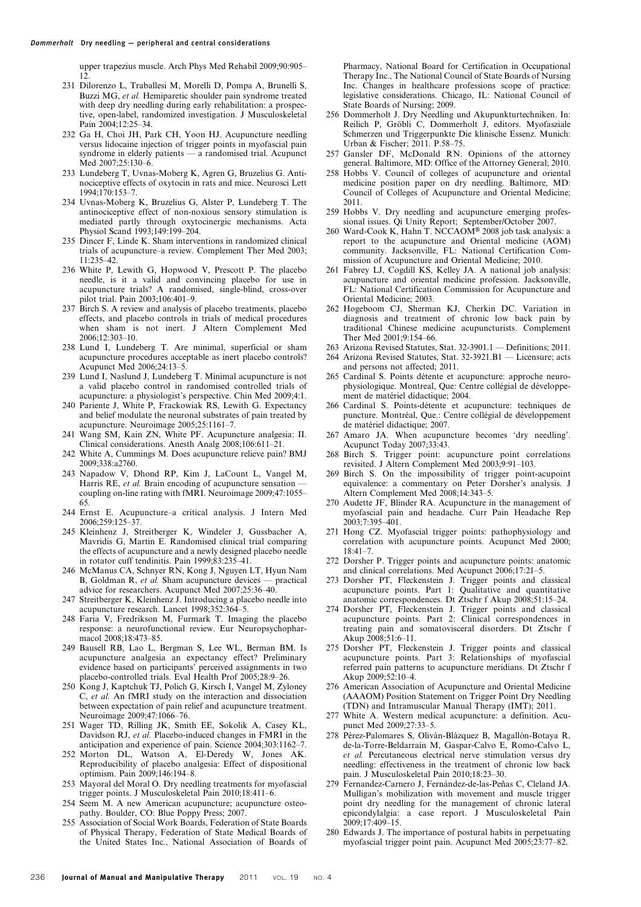upper trapezius muscle. Arch Phys Med Rehabil 2009;90:905–12.

231 Dilorenzo L, Traballesi M, Morelli D, Pompa A, Brunelli S, Buzzi MG, *et al.* Hemiparetic shoulder pain syndrome treated with deep dry needling during early rehabilitation: a prospective, open-label, randomized investigation. J Musculoskeletal Pain 2004;12:25–34.

232 Ga H, Choi JH, Park CH, Yoon HJ. Acupuncture needling versus lidocaine injection of trigger points in myofascial pain syndrome in elderly patients — a randomised trial. Acupunct Med 2007;25:130–6.

233 Lundeberg T, Uvnas-Moberg K, Agren G, Bruzelius G. Anti-nociceptive effects of oxytocin in rats and mice. Neurosci Lett 1994;170:153–7.

234 Uvnas-Moberg K, Bruzelius G, Alster P, Lundeberg T. The antinociceptive effect of non-noxious sensory stimulation is mediated partly through oxytocinergic mechanisms. Acta Physiol Scand 1993;149:199–204.

235 Dincer F, Linde K. Sham interventions in randomized clinical trials of acupuncture–a review. Complement Ther Med 2003; 11:235–42.

236 White P, Lewith G, Hopwood V, Prescott P. The placebo needle, is it a valid and convincing placebo for use in acupuncture trials? A randomised, single-blind, cross-over pilot trial. Pain 2003;106:401–9.

237 Birch S. A review and analysis of placebo treatments, placebo effects, and placebo controls in trials of medical procedures when sham is not inert. J Altern Complement Med 2006;12:303–10.

238 Lund I, Lundeberg T. Are minimal, superficial or sham acupuncture procedures acceptable as inert placebo controls? Acupunct Med 2006;24:13–5.

239 Lund I, Naslund J, Lundeberg T. Minimal acupuncture is not a valid placebo control in randomised controlled trials of acupuncture: a physiologist's perspective. Chin Med 2009;4:1.

240 Pariente J, White P, Frackowiak RS, Lewith G. Expectancy and belief modulate the neuronal substrates of pain treated by acupuncture. Neuroimage 2005;25:1161–7.

241 Wang SM, Kain ZN, White PF. Acupuncture analgesia: II. Clinical considerations. Anesth Analg 2008;106:611–21.

242 White A, Cummings M. Does acupuncture relieve pain? BMJ 2009;338:a2760.

243 Napadow V, Dhond RP, Kim J, LaCount L, Vangel M, Harris RE, *et al.* Brain encoding of acupuncture sensation — coupling on-line rating with fMRI. Neuroimage 2009;47:1055–65.

244 Ernst E. Acupuncture–a critical analysis. J Intern Med 2006;259:125–37.

245 Kleinhenz J, Streitberger K, Windeler J, Gussbacher A, Mavridis G, Martin E. Randomised clinical trial comparing the effects of acupuncture and a newly designed placebo needle in rotator cuff tendinitis. Pain 1999;83:235–41.

246 McManus CA, Schnyer RN, Kong J, Nguyen LT, Hyun Nam B, Goldman R, *et al.* Sham acupuncture devices — practical advice for researchers. Acupunct Med 2007;25:36–40.

247 Streitberger K, Kleinhenz J. Introducing a placebo needle into acupuncture research. Lancet 1998;352:364–5.

248 Faria V, Fredrikson M, Furmark T. Imaging the placebo response: a neurofunctional review. Eur Neuropsychopharmacol 2008;18:473–85.

249 Bausell RB, Lao L, Bergman S, Lee WL, Berman BM. Is acupuncture analgesia an expectancy effect? Preliminary evidence based on participants' perceived assignments in two placebo-controlled trials. Eval Health Prof 2005;28:9–26.

250 Kong J, Kaptchuk TJ, Polich G, Kirsch I, Vangel M, Zyloney C, *et al.* An fMRI study on the interaction and dissociation between expectation of pain relief and acupuncture treatment. Neuroimage 2009;47:1066–76.

251 Wager TD, Rilling JK, Smith EE, Sokolik A, Casey KL, Davidson RJ, *et al.* Placebo-induced changes in FMRI in the anticipation and experience of pain. Science 2004;303:1162–7.

252 Morton DL, Watson A, El-Deredy W, Jones AK. Reproducibility of placebo analgesia: Effect of dispositional optimism. Pain 2009;146:194–8.

253 Mayoral del Moral O. Dry needling treatments for myofascial trigger points. J Musculoskeletal Pain 2010;18:411–6.

254 Seem M. A new American acupuncture; acupuncture osteopathy. Boulder, CO: Blue Poppy Press; 2007.

255 Association of Social Work Boards, Federation of State Boards of Physical Therapy, Federation of State Medical Boards of the United States Inc., National Association of Boards of Pharmacy, National Board for Certification in Occupational Therapy Inc., The National Council of State Boards of Nursing Inc. Changes in healthcare professions scope of practice: legislative considerations. Chicago, IL: National Council of State Boards of Nursing; 2009.

256 Dommerholt J. Dry Needling und Akupunkturtechniken. In: Reilich P, Gröbli C, Dommerholt J, editors. Myofasziale Schmerzen und Triggerpunkte Die klinische Essenz. Munich: Urban & Fischer; 2011. P.58–75.

257 Gansler DF, McDonald RN. Opinions of the attorney general. Baltimore, MD: Office of the Attorney General; 2010.

258 Hobbs V. Council of colleges of acupuncture and oriental medicine position paper on dry needling. Baltimore, MD: Council of Colleges of Acupuncture and Oriental Medicine; 2011.

259 Hobbs V. Dry needling and acupuncture emerging professional issues. Qi Unity Report; September/October 2007.

260 Ward-Cook K, Hahn T. NCCAOM® 2008 job task analysis: a report to the acupuncture and Oriental medicine (AOM) community. Jacksonville, FL: National Certification Commission of Acupuncture and Oriental Medicine; 2010.

261 Fabrey LJ, Cogdill KS, Kelley JA. A national job analysis: acupuncture and oriental medicine profession. Jacksonville, FL: National Certification Commission for Acupuncture and Oriental Medicine; 2003.

262 Hogeboom CJ, Sherman KJ, Cherkin DC. Variation in diagnosis and treatment of chronic low back pain by traditional Chinese medicine acupuncturists. Complement Ther Med 2001;9:154–66.

263 Arizona Revised Statutes, Stat. 32-3901.1 — Definitions; 2011.

264 Arizona Revised Statutes, Stat. 32-3921.B1 — Licensure; acts and persons not affected; 2011.

265 Cardinal S. Points détente et acupuncture: approche neurophysiologique. Montreal, Que: Centre collégial de développement de matériel didactique; 2004.

266 Cardinal S. Points-détente et acupuncture: techniques de puncture. Montréal, Que.: Centre collégial de développement de matériel didactique; 2007.

267 Amaro JA. When acupuncture becomes 'dry needling'. Acupunct Today 2007;33:43.

268 Birch S. Trigger point: acupuncture point correlations revisited. J Altern Complement Med 2003;9:91–103.

269 Birch S. On the impossibility of trigger point-acupoint equivalence: a commentary on Peter Dorsher's analysis. J Altern Complement Med 2008;14:343–5.

270 Audette JF, Blinder RA. Acupuncture in the management of myofascial pain and headache. Curr Pain Headache Rep 2003;7:395–401.

271 Hong CZ. Myofascial trigger points: pathophysiology and correlation with acupuncture points. Acupunct Med 2000; 18:41–7.

272 Dorsher P. Trigger points and acupuncture points: anatomic and clinical correlations. Med Acupunct 2006;17:21–5.

273 Dorsher PT, Fleckenstein J. Trigger points and classical acupuncture points. Part 1: Qualitative and quantitative anatomic correspondences. Dt Ztschr f Akup 2008;51:15–24.

274 Dorsher PT, Fleckenstein J. Trigger points and classical acupuncture points. Part 2: Clinical correspondences in treating pain and somatovisceral disorders. Dt Ztschr f Akup 2008;51:6–11.

275 Dorsher PT, Fleckenstein J. Trigger points and classical acupuncture points. Part 3: Relationships of myofascial referred pain patterns to acupuncture meridians. Dt Ztschr f Akup 2009;52:10–4.

276 American Association of Acupuncture and Oriental Medicine (AAAOM) Position Statement on Trigger Point Dry Needling (TDN) and Intramuscular Manual Therapy (IMT); 2011.

277 White A. Western medical acupuncture: a definition. Acupunct Med 2009;27:33–5.

278 Pérez-Palomares S, Oliván-Blázquez B, Magallón-Botaya R, de-la-Torre-Beldarraín M, Gaspar-Calvo E, Romo-Calvo L, *et al.* Percutaneous electrical nerve stimulation versus dry needling: effectiveness in the treatment of chronic low back pain. J Musculoskeletal Pain 2010;18:23–30.

279 Fernandez-Carnero J, Fernández-de-las-Peñas C, Cleland JA. Mulligan's mobilization with movement and muscle trigger point dry needling for the management of chronic lateral epicondylalgia: a case report. J Musculoskeletal Pain 2009;17:409–15.

280 Edwards J. The importance of postural habits in perpetuating myofascial trigger point pain. Acupunct Med 2005;23:77–82.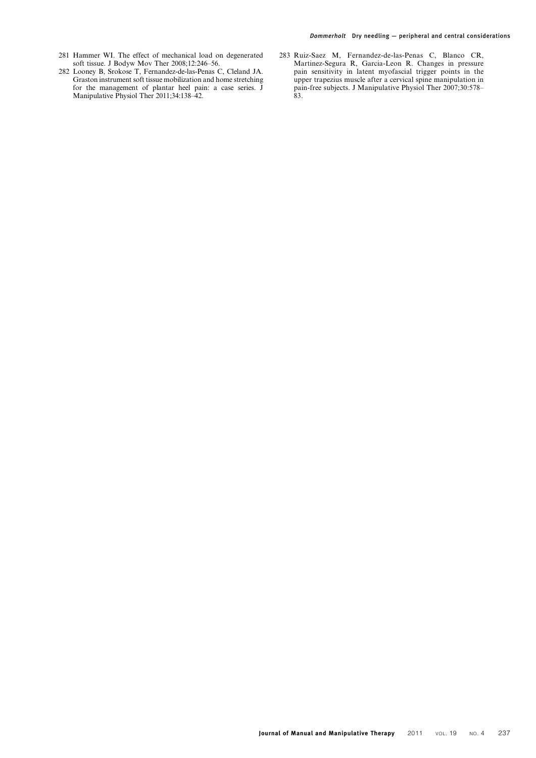281 Hammer WI. The effect of mechanical load on degenerated soft tissue. J Bodyw Mov Ther 2008;12:246–56.

282 Looney B, Srokose T, Fernandez-de-las-Penas C, Cleland JA. Graston instrument soft tissue mobilization and home stretching for the management of plantar heel pain: a case series. J Manipulative Physiol Ther 2011;34:138–42.

283 Ruiz-Saez M, Fernandez-de-las-Penas C, Blanco CR, Martinez-Segura R, Garcia-Leon R. Changes in pressure pain sensitivity in latent myofascial trigger points in the upper trapezius muscle after a cervical spine manipulation in pain-free subjects. J Manipulative Physiol Ther 2007;30:578–83.